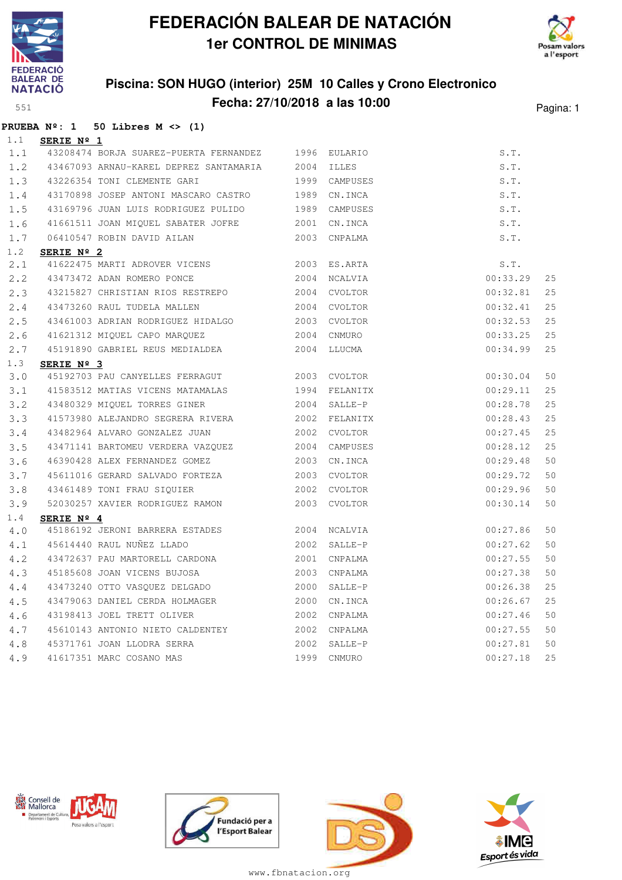# FEDERACIÓN BALEAR DE NATACIÓN

## 1er CONTROL DE MINIMAS

### Piscina: SON HUGO (interior) 25M 10 Calles y Crono Electronico

### Fecha: 27/10/2018 a las 10:00

551

**PRUEBA Nº: 1 50 Libres M <> (1)**

1.1 **SERIE Nº 1**

| | | | | | | |
|---|---|---|---|---|---|---|
| 1.1 | 43208474 | BORJA SUAREZ-PUERTA FERNANDEZ | 1996 | EULARIO | S.T. | |
| 1.2 | 43467093 | ARNAU-KAREL DEPREZ SANTAMARIA | 2004 | ILLES | S.T. | |
| 1.3 | 43226354 | TONI CLEMENTE GARI | 1999 | CAMPUSES | S.T. | |
| 1.4 | 43170898 | JOSEP ANTONI MASCARO CASTRO | 1989 | CN.INCA | S.T. | |
| 1.5 | 43169796 | JUAN LUIS RODRIGUEZ PULIDO | 1989 | CAMPUSES | S.T. | |
| 1.6 | 41661511 | JOAN MIQUEL SABATER JOFRE | 2001 | CN.INCA | S.T. | |
| 1.7 | 06410547 | ROBIN DAVID AILAN | 2003 | CNPALMA | S.T. | |

1.2 **SERIE Nº 2**

| | | | | | | |
|---|---|---|---|---|---|---|
| 2.1 | 41622475 | MARTI ADROVER VICENS | 2003 | ES.ARTA | S.T. | |
| 2.2 | 43473472 | ADAN ROMERO PONCE | 2004 | NCALVIA | 00:33.29 | 25 |
| 2.3 | 43215827 | CHRISTIAN RIOS RESTREPO | 2004 | CVOLTOR | 00:32.81 | 25 |
| 2.4 | 43473260 | RAUL TUDELA MALLEN | 2004 | CVOLTOR | 00:32.41 | 25 |
| 2.5 | 43461003 | ADRIAN RODRIGUEZ HIDALGO | 2003 | CVOLTOR | 00:32.53 | 25 |
| 2.6 | 41621312 | MIQUEL CAPO MARQUEZ | 2004 | CNMURO | 00:33.25 | 25 |
| 2.7 | 45191890 | GABRIEL REUS MEDIALDEA | 2004 | LLUCMA | 00:34.99 | 25 |

1.3 **SERIE Nº 3**

| | | | | | | |
|---|---|---|---|---|---|---|
| 3.0 | 45192703 | PAU CANYELLES FERRAGUT | 2003 | CVOLTOR | 00:30.04 | 50 |
| 3.1 | 41583512 | MATIAS VICENS MATAMALAS | 1994 | FELANITX | 00:29.11 | 25 |
| 3.2 | 43480329 | MIQUEL TORRES GINER | 2004 | SALLE-P | 00:28.78 | 25 |
| 3.3 | 41573980 | ALEJANDRO SEGRERA RIVERA | 2002 | FELANITX | 00:28.43 | 25 |
| 3.4 | 43482964 | ALVARO GONZALEZ JUAN | 2002 | CVOLTOR | 00:27.45 | 25 |
| 3.5 | 43471141 | BARTOMEU VERDERA VAZQUEZ | 2004 | CAMPUSES | 00:28.12 | 25 |
| 3.6 | 46390428 | ALEX FERNANDEZ GOMEZ | 2003 | CN.INCA | 00:29.48 | 50 |
| 3.7 | 45611016 | GERARD SALVADO FORTEZA | 2003 | CVOLTOR | 00:29.72 | 50 |
| 3.8 | 43461489 | TONI FRAU SIQUIER | 2002 | CVOLTOR | 00:29.96 | 50 |
| 3.9 | 52030257 | XAVIER RODRIGUEZ RAMON | 2003 | CVOLTOR | 00:30.14 | 50 |

1.4 **SERIE Nº 4**

| | | | | | | |
|---|---|---|---|---|---|---|
| 4.0 | 45186192 | JERONI BARRERA ESTADES | 2004 | NCALVIA | 00:27.86 | 50 |
| 4.1 | 45614440 | RAUL NUÑEZ LLADO | 2002 | SALLE-P | 00:27.62 | 50 |
| 4.2 | 43472637 | PAU MARTORELL CARDONA | 2001 | CNPALMA | 00:27.55 | 50 |
| 4.3 | 45185608 | JOAN VICENS BUJOSA | 2003 | CNPALMA | 00:27.38 | 50 |
| 4.4 | 43473240 | OTTO VASQUEZ DELGADO | 2000 | SALLE-P | 00:26.38 | 25 |
| 4.5 | 43479063 | DANIEL CERDA HOLMAGER | 2000 | CN.INCA | 00:26.67 | 25 |
| 4.6 | 43198413 | JOEL TRETT OLIVER | 2002 | CNPALMA | 00:27.46 | 50 |
| 4.7 | 45610143 | ANTONIO NIETO CALDENTEY | 2002 | CNPALMA | 00:27.55 | 50 |
| 4.8 | 45371761 | JOAN LLODRA SERRA | 2002 | SALLE-P | 00:27.81 | 50 |
| 4.9 | 41617351 | MARC COSANO MAS | 1999 | CNMURO | 00:27.18 | 25 |

www.fbnatacion.org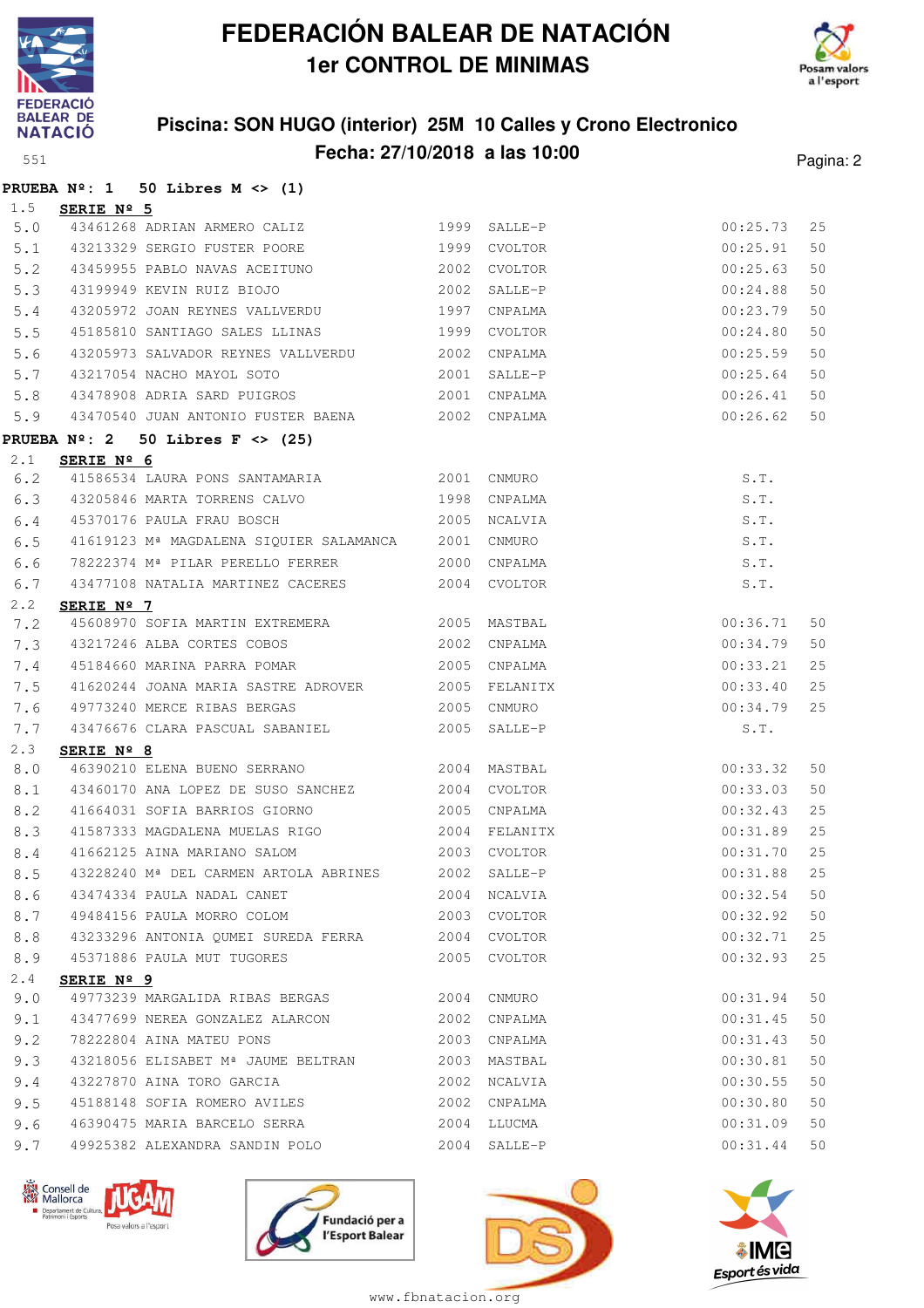# FEDERACIÓN BALEAR DE NATACIÓN
## 1er CONTROL DE MINIMAS

### Piscina: SON HUGO (interior) 25M 10 Calles y Crono Electronico
### Fecha: 27/10/2018 a las 10:00

**PRUEBA Nº: 1 50 Libres M <> (1)**

1.5 **SERIE Nº 5**

| | | | | | | |
|---|---|---|---|---|---|---|
| 5.0 | 43461268 | ADRIAN ARMERO CALIZ | 1999 | SALLE-P | 00:25.73 | 25 |
| 5.1 | 43213329 | SERGIO FUSTER POORE | 1999 | CVOLTOR | 00:25.91 | 50 |
| 5.2 | 43459955 | PABLO NAVAS ACEITUNO | 2002 | CVOLTOR | 00:25.63 | 50 |
| 5.3 | 43199949 | KEVIN RUIZ BIOJO | 2002 | SALLE-P | 00:24.88 | 50 |
| 5.4 | 43205972 | JOAN REYNES VALLVERDU | 1997 | CNPALMA | 00:23.79 | 50 |
| 5.5 | 45185810 | SANTIAGO SALES LLINAS | 1999 | CVOLTOR | 00:24.80 | 50 |
| 5.6 | 43205973 | SALVADOR REYNES VALLVERDU | 2002 | CNPALMA | 00:25.59 | 50 |
| 5.7 | 43217054 | NACHO MAYOL SOTO | 2001 | SALLE-P | 00:25.64 | 50 |
| 5.8 | 43478908 | ADRIA SARD PUIGROS | 2001 | CNPALMA | 00:26.41 | 50 |
| 5.9 | 43470540 | JUAN ANTONIO FUSTER BAENA | 2002 | CNPALMA | 00:26.62 | 50 |

**PRUEBA Nº: 2 50 Libres F <> (25)**

2.1 **SERIE Nº 6**

| | | | | | | |
|---|---|---|---|---|---|---|
| 6.2 | 41586534 | LAURA PONS SANTAMARIA | 2001 | CNMURO | S.T. | |
| 6.3 | 43205846 | MARTA TORRENS CALVO | 1998 | CNPALMA | S.T. | |
| 6.4 | 45370176 | PAULA FRAU BOSCH | 2005 | NCALVIA | S.T. | |
| 6.5 | 41619123 | Mª MAGDALENA SIQUIER SALAMANCA | 2001 | CNMURO | S.T. | |
| 6.6 | 78222374 | Mª PILAR PERELLO FERRER | 2000 | CNPALMA | S.T. | |
| 6.7 | 43477108 | NATALIA MARTINEZ CACERES | 2004 | CVOLTOR | S.T. | |

2.2 **SERIE Nº 7**

| | | | | | | |
|---|---|---|---|---|---|---|
| 7.2 | 45608970 | SOFIA MARTIN EXTREMERA | 2005 | MASTBAL | 00:36.71 | 50 |
| 7.3 | 43217246 | ALBA CORTES COBOS | 2002 | CNPALMA | 00:34.79 | 50 |
| 7.4 | 45184660 | MARINA PARRA POMAR | 2005 | CNPALMA | 00:33.21 | 25 |
| 7.5 | 41620244 | JOANA MARIA SASTRE ADROVER | 2005 | FELANITX | 00:33.40 | 25 |
| 7.6 | 49773240 | MERCE RIBAS BERGAS | 2005 | CNMURO | 00:34.79 | 25 |
| 7.7 | 43476676 | CLARA PASCUAL SABANIEL | 2005 | SALLE-P | S.T. | |

2.3 **SERIE Nº 8**

| | | | | | | |
|---|---|---|---|---|---|---|
| 8.0 | 46390210 | ELENA BUENO SERRANO | 2004 | MASTBAL | 00:33.32 | 50 |
| 8.1 | 43460170 | ANA LOPEZ DE SUSO SANCHEZ | 2004 | CVOLTOR | 00:33.03 | 50 |
| 8.2 | 41664031 | SOFIA BARRIOS GIORNO | 2005 | CNPALMA | 00:32.43 | 25 |
| 8.3 | 41587333 | MAGDALENA MUELAS RIGO | 2004 | FELANITX | 00:31.89 | 25 |
| 8.4 | 41662125 | AINA MARIANO SALOM | 2003 | CVOLTOR | 00:31.70 | 25 |
| 8.5 | 43228240 | Mª DEL CARMEN ARTOLA ABRINES | 2002 | SALLE-P | 00:31.88 | 25 |
| 8.6 | 43474334 | PAULA NADAL CANET | 2004 | NCALVIA | 00:32.54 | 50 |
| 8.7 | 49484156 | PAULA MORRO COLOM | 2003 | CVOLTOR | 00:32.92 | 50 |
| 8.8 | 43233296 | ANTONIA QUMEI SUREDA FERRA | 2004 | CVOLTOR | 00:32.71 | 25 |
| 8.9 | 45371886 | PAULA MUT TUGORES | 2005 | CVOLTOR | 00:32.93 | 25 |

2.4 **SERIE Nº 9**

| | | | | | | |
|---|---|---|---|---|---|---|
| 9.0 | 49773239 | MARGALIDA RIBAS BERGAS | 2004 | CNMURO | 00:31.94 | 50 |
| 9.1 | 43477699 | NEREA GONZALEZ ALARCON | 2002 | CNPALMA | 00:31.45 | 50 |
| 9.2 | 78222804 | AINA MATEU PONS | 2003 | CNPALMA | 00:31.43 | 50 |
| 9.3 | 43218056 | ELISABET Mª JAUME BELTRAN | 2003 | MASTBAL | 00:30.81 | 50 |
| 9.4 | 43227870 | AINA TORO GARCIA | 2002 | NCALVIA | 00:30.55 | 50 |
| 9.5 | 45188148 | SOFIA ROMERO AVILES | 2002 | CNPALMA | 00:30.80 | 50 |
| 9.6 | 46390475 | MARIA BARCELO SERRA | 2004 | LLUCMA | 00:31.09 | 50 |
| 9.7 | 49925382 | ALEXANDRA SANDIN POLO | 2004 | SALLE-P | 00:31.44 | 50 |

www.fbnatacion.org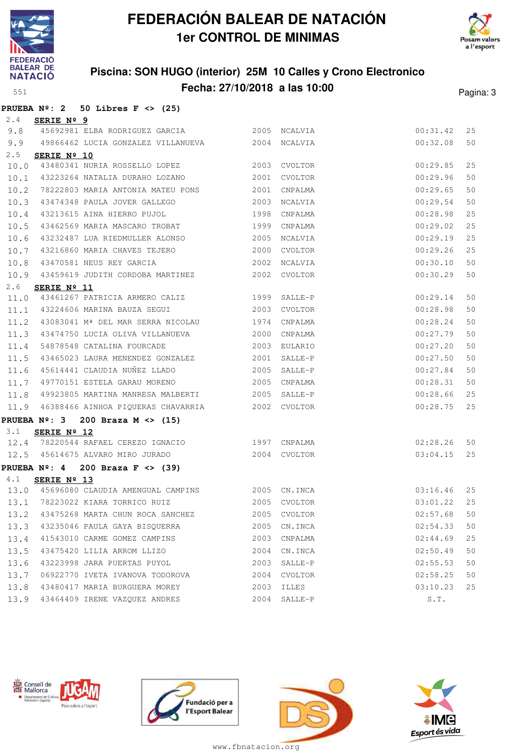# FEDERACIÓN BALEAR DE NATACIÓN

## 1er CONTROL DE MINIMAS

### Piscina: SON HUGO (interior) 25M 10 Calles y Crono Electronico

### Fecha: 27/10/2018 a las 10:00

**PRUEBA Nº: 2 50 Libres F <> (25)**

2.4 **SERIE Nº 9**

| | | | | | | |
|---|---|---|---|---|---|---|
| 9.8 | 45692981 | ELBA RODRIGUEZ GARCIA | 2005 | NCALVIA | 00:31.42 | 25 |
| 9.9 | 49866462 | LUCIA GONZALEZ VILLANUEVA | 2004 | NCALVIA | 00:32.08 | 50 |

2.5 **SERIE Nº 10**

| | | | | | | |
|---|---|---|---|---|---|---|
| 10.0 | 43480341 | NURIA ROSSELLO LOPEZ | 2003 | CVOLTOR | 00:29.85 | 25 |
| 10.1 | 43223264 | NATALIA DURAHO LOZANO | 2001 | CVOLTOR | 00:29.96 | 50 |
| 10.2 | 78222803 | MARIA ANTONIA MATEU PONS | 2001 | CNPALMA | 00:29.65 | 50 |
| 10.3 | 43474348 | PAULA JOVER GALLEGO | 2003 | NCALVIA | 00:29.54 | 50 |
| 10.4 | 43213615 | AINA HIERRO PUJOL | 1998 | CNPALMA | 00:28.98 | 25 |
| 10.5 | 43462569 | MARIA MASCARO TROBAT | 1999 | CNPALMA | 00:29.02 | 25 |
| 10.6 | 43232487 | LUA RIEDMULLER ALONSO | 2005 | NCALVIA | 00:29.19 | 25 |
| 10.7 | 43216860 | MARIA CHAVES TEJERO | 2000 | CVOLTOR | 00:29.26 | 25 |
| 10.8 | 43470581 | NEUS REY GARCIA | 2002 | NCALVIA | 00:30.10 | 50 |
| 10.9 | 43459619 | JUDITH CORDOBA MARTINEZ | 2002 | CVOLTOR | 00:30.29 | 50 |

2.6 **SERIE Nº 11**

| | | | | | | |
|---|---|---|---|---|---|---|
| 11.0 | 43461267 | PATRICIA ARMERO CALIZ | 1999 | SALLE-P | 00:29.14 | 50 |
| 11.1 | 43224606 | MARINA BAUZA SEGUI | 2003 | CVOLTOR | 00:28.98 | 50 |
| 11.2 | 43083041 | Mª DEL MAR SERRA NICOLAU | 1974 | CNPALMA | 00:28.24 | 50 |
| 11.3 | 43474750 | LUCIA OLIVA VILLANUEVA | 2000 | CNPALMA | 00:27.79 | 50 |
| 11.4 | 54878548 | CATALINA FOURCADE | 2003 | EULARIO | 00:27.20 | 50 |
| 11.5 | 43465023 | LAURA MENENDEZ GONZALEZ | 2001 | SALLE-P | 00:27.50 | 50 |
| 11.6 | 45614441 | CLAUDIA NUÑEZ LLADO | 2005 | SALLE-P | 00:27.84 | 50 |
| 11.7 | 49770151 | ESTELA GARAU MORENO | 2005 | CNPALMA | 00:28.31 | 50 |
| 11.8 | 49923805 | MARTINA MANRESA MALBERTI | 2005 | SALLE-P | 00:28.66 | 25 |
| 11.9 | 46388466 | AINHOA PIQUERAS CHAVARRIA | 2002 | CVOLTOR | 00:28.75 | 25 |

**PRUEBA Nº: 3 200 Braza M <> (15)**

3.1 **SERIE Nº 12**

| | | | | | | |
|---|---|---|---|---|---|---|
| 12.4 | 78220544 | RAFAEL CEREZO IGNACIO | 1997 | CNPALMA | 02:28.26 | 50 |
| 12.5 | 45614675 | ALVARO MIRO JURADO | 2004 | CVOLTOR | 03:04.15 | 25 |

**PRUEBA Nº: 4 200 Braza F <> (39)**

4.1 **SERIE Nº 13**

| | | | | | | |
|---|---|---|---|---|---|---|
| 13.0 | 45696080 | CLAUDIA AMENGUAL CAMPINS | 2005 | CN.INCA | 03:16.46 | 25 |
| 13.1 | 78223022 | KIARA TORRICO RUIZ | 2005 | CVOLTOR | 03:01.22 | 25 |
| 13.2 | 43475268 | MARTA CHUN ROCA SANCHEZ | 2005 | CVOLTOR | 02:57.68 | 50 |
| 13.3 | 43235046 | PAULA GAYA BISQUERRA | 2005 | CN.INCA | 02:54.33 | 50 |
| 13.4 | 41543010 | CARME GOMEZ CAMPINS | 2003 | CNPALMA | 02:44.69 | 25 |
| 13.5 | 43475420 | LILIA ARROM LLIZO | 2004 | CN.INCA | 02:50.49 | 50 |
| 13.6 | 43223998 | JARA PUERTAS PUYOL | 2003 | SALLE-P | 02:55.53 | 50 |
| 13.7 | 06922770 | IVETA IVANOVA TODOROVA | 2004 | CVOLTOR | 02:58.25 | 50 |
| 13.8 | 43480417 | MARIA BURGUERA MOREY | 2003 | ILLES | 03:10.23 | 25 |
| 13.9 | 43464409 | IRENE VAZQUEZ ANDRES | 2004 | SALLE-P | S.T. | |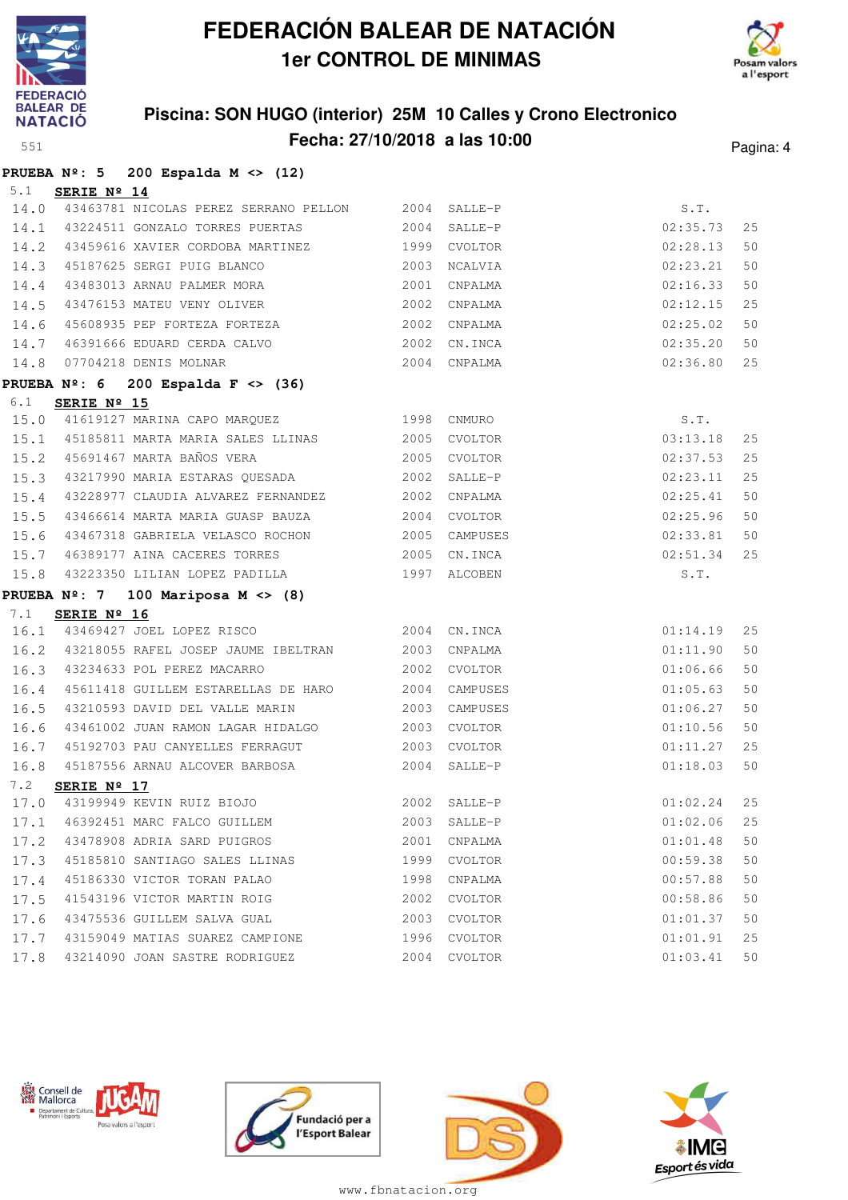# FEDERACIÓN BALEAR DE NATACIÓN
## 1er CONTROL DE MINIMAS

### Piscina: SON HUGO (interior) 25M 10 Calles y Crono Electronico
### Fecha: 27/10/2018 a las 10:00

551

**PRUEBA Nº: 5 200 Espalda M <> (12)**

5.1 **SERIE Nº 14**

| | | | | | | |
|---|---|---|---|---|---|---|
| 14.0 | 43463781 | NICOLAS PEREZ SERRANO PELLON | 2004 | SALLE-P | S.T. | |
| 14.1 | 43224511 | GONZALO TORRES PUERTAS | 2004 | SALLE-P | 02:35.73 | 25 |
| 14.2 | 43459616 | XAVIER CORDOBA MARTINEZ | 1999 | CVOLTOR | 02:28.13 | 50 |
| 14.3 | 45187625 | SERGI PUIG BLANCO | 2003 | NCALVIA | 02:23.21 | 50 |
| 14.4 | 43483013 | ARNAU PALMER MORA | 2001 | CNPALMA | 02:16.33 | 50 |
| 14.5 | 43476153 | MATEU VENY OLIVER | 2002 | CNPALMA | 02:12.15 | 25 |
| 14.6 | 45608935 | PEP FORTEZA FORTEZA | 2002 | CNPALMA | 02:25.02 | 50 |
| 14.7 | 46391666 | EDUARD CERDA CALVO | 2002 | CN.INCA | 02:35.20 | 50 |
| 14.8 | 07704218 | DENIS MOLNAR | 2004 | CNPALMA | 02:36.80 | 25 |

**PRUEBA Nº: 6 200 Espalda F <> (36)**

6.1 **SERIE Nº 15**

| | | | | | | |
|---|---|---|---|---|---|---|
| 15.0 | 41619127 | MARINA CAPO MARQUEZ | 1998 | CNMURO | S.T. | |
| 15.1 | 45185811 | MARTA MARIA SALES LLINAS | 2005 | CVOLTOR | 03:13.18 | 25 |
| 15.2 | 45691467 | MARTA BAÑOS VERA | 2005 | CVOLTOR | 02:37.53 | 25 |
| 15.3 | 43217990 | MARIA ESTARAS QUESADA | 2002 | SALLE-P | 02:23.11 | 25 |
| 15.4 | 43228977 | CLAUDIA ALVAREZ FERNANDEZ | 2002 | CNPALMA | 02:25.41 | 50 |
| 15.5 | 43466614 | MARTA MARIA GUASP BAUZA | 2004 | CVOLTOR | 02:25.96 | 50 |
| 15.6 | 43467318 | GABRIELA VELASCO ROCHON | 2005 | CAMPUSES | 02:33.81 | 50 |
| 15.7 | 46389177 | AINA CACERES TORRES | 2005 | CN.INCA | 02:51.34 | 25 |
| 15.8 | 43223350 | LILIAN LOPEZ PADILLA | 1997 | ALCOBEN | S.T. | |

**PRUEBA Nº: 7 100 Mariposa M <> (8)**

7.1 **SERIE Nº 16**

| | | | | | | |
|---|---|---|---|---|---|---|
| 16.1 | 43469427 | JOEL LOPEZ RISCO | 2004 | CN.INCA | 01:14.19 | 25 |
| 16.2 | 43218055 | RAFEL JOSEP JAUME IBELTRAN | 2003 | CNPALMA | 01:11.90 | 50 |
| 16.3 | 43234633 | POL PEREZ MACARRO | 2002 | CVOLTOR | 01:06.66 | 50 |
| 16.4 | 45611418 | GUILLEM ESTARELLAS DE HARO | 2004 | CAMPUSES | 01:05.63 | 50 |
| 16.5 | 43210593 | DAVID DEL VALLE MARIN | 2003 | CAMPUSES | 01:06.27 | 50 |
| 16.6 | 43461002 | JUAN RAMON LAGAR HIDALGO | 2003 | CVOLTOR | 01:10.56 | 50 |
| 16.7 | 45192703 | PAU CANYELLES FERRAGUT | 2003 | CVOLTOR | 01:11.27 | 25 |
| 16.8 | 45187556 | ARNAU ALCOVER BARBOSA | 2004 | SALLE-P | 01:18.03 | 50 |

7.2 **SERIE Nº 17**

| | | | | | | |
|---|---|---|---|---|---|---|
| 17.0 | 43199949 | KEVIN RUIZ BIOJO | 2002 | SALLE-P | 01:02.24 | 25 |
| 17.1 | 46392451 | MARC FALCO GUILLEM | 2003 | SALLE-P | 01:02.06 | 25 |
| 17.2 | 43478908 | ADRIA SARD PUIGROS | 2001 | CNPALMA | 01:01.48 | 50 |
| 17.3 | 45185810 | SANTIAGO SALES LLINAS | 1999 | CVOLTOR | 00:59.38 | 50 |
| 17.4 | 45186330 | VICTOR TORAN PALAO | 1998 | CNPALMA | 00:57.88 | 50 |
| 17.5 | 41543196 | VICTOR MARTIN ROIG | 2002 | CVOLTOR | 00:58.86 | 50 |
| 17.6 | 43475536 | GUILLEM SALVA GUAL | 2003 | CVOLTOR | 01:01.37 | 50 |
| 17.7 | 43159049 | MATIAS SUAREZ CAMPIONE | 1996 | CVOLTOR | 01:01.91 | 25 |
| 17.8 | 43214090 | JOAN SASTRE RODRIGUEZ | 2004 | CVOLTOR | 01:03.41 | 50 |

www.fbnatacion.org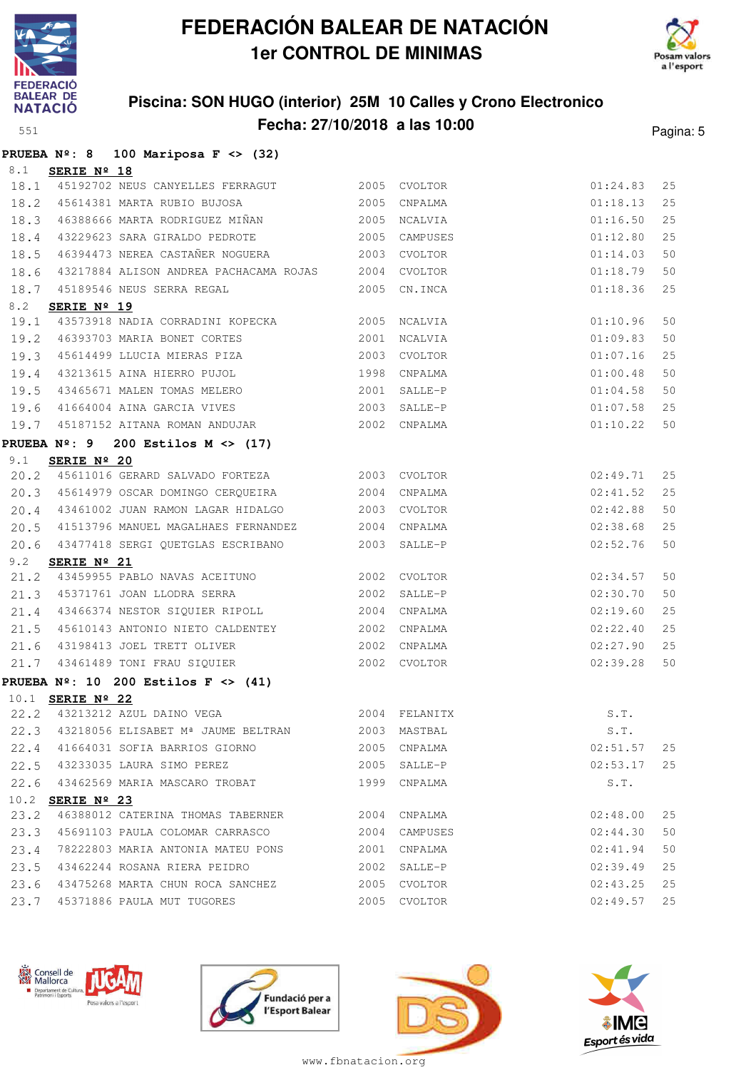# FEDERACIÓN BALEAR DE NATACIÓN

## 1er CONTROL DE MINIMAS

### Piscina: SON HUGO (interior) 25M 10 Calles y Crono Electronico

### Fecha: 27/10/2018 a las 10:00

551

**PRUEBA Nº: 8 100 Mariposa F <> (32)**

8.1 **SERIE Nº 18**

| | | | | | | |
|---|---|---|---|---|---|---|
| 18.1 | 45192702 | NEUS CANYELLES FERRAGUT | 2005 | CVOLTOR | 01:24.83 | 25 |
| 18.2 | 45614381 | MARTA RUBIO BUJOSA | 2005 | CNPALMA | 01:18.13 | 25 |
| 18.3 | 46388666 | MARTA RODRIGUEZ MIÑAN | 2005 | NCALVIA | 01:16.50 | 25 |
| 18.4 | 43229623 | SARA GIRALDO PEDROTE | 2005 | CAMPUSES | 01:12.80 | 25 |
| 18.5 | 46394473 | NEREA CASTAÑER NOGUERA | 2003 | CVOLTOR | 01:14.03 | 50 |
| 18.6 | 43217884 | ALISON ANDREA PACHACAMA ROJAS | 2004 | CVOLTOR | 01:18.79 | 50 |
| 18.7 | 45189546 | NEUS SERRA REGAL | 2005 | CN.INCA | 01:18.36 | 25 |

8.2 **SERIE Nº 19**

| | | | | | | |
|---|---|---|---|---|---|---|
| 19.1 | 43573918 | NADIA CORRADINI KOPECKA | 2005 | NCALVIA | 01:10.96 | 50 |
| 19.2 | 46393703 | MARIA BONET CORTES | 2001 | NCALVIA | 01:09.83 | 50 |
| 19.3 | 45614499 | LLUCIA MIERAS PIZA | 2003 | CVOLTOR | 01:07.16 | 25 |
| 19.4 | 43213615 | AINA HIERRO PUJOL | 1998 | CNPALMA | 01:00.48 | 50 |
| 19.5 | 43465671 | MALEN TOMAS MELERO | 2001 | SALLE-P | 01:04.58 | 50 |
| 19.6 | 41664004 | AINA GARCIA VIVES | 2003 | SALLE-P | 01:07.58 | 25 |
| 19.7 | 45187152 | AITANA ROMAN ANDUJAR | 2002 | CNPALMA | 01:10.22 | 50 |

**PRUEBA Nº: 9 200 Estilos M <> (17)**

9.1 **SERIE Nº 20**

| | | | | | | |
|---|---|---|---|---|---|---|
| 20.2 | 45611016 | GERARD SALVADO FORTEZA | 2003 | CVOLTOR | 02:49.71 | 25 |
| 20.3 | 45614979 | OSCAR DOMINGO CERQUEIRA | 2004 | CNPALMA | 02:41.52 | 25 |
| 20.4 | 43461002 | JUAN RAMON LAGAR HIDALGO | 2003 | CVOLTOR | 02:42.88 | 50 |
| 20.5 | 41513796 | MANUEL MAGALHAES FERNANDEZ | 2004 | CNPALMA | 02:38.68 | 25 |
| 20.6 | 43477418 | SERGI QUETGLAS ESCRIBANO | 2003 | SALLE-P | 02:52.76 | 50 |

9.2 **SERIE Nº 21**

| | | | | | | |
|---|---|---|---|---|---|---|
| 21.2 | 43459955 | PABLO NAVAS ACEITUNO | 2002 | CVOLTOR | 02:34.57 | 50 |
| 21.3 | 45371761 | JOAN LLODRA SERRA | 2002 | SALLE-P | 02:30.70 | 50 |
| 21.4 | 43466374 | NESTOR SIQUIER RIPOLL | 2004 | CNPALMA | 02:19.60 | 25 |
| 21.5 | 45610143 | ANTONIO NIETO CALDENTEY | 2002 | CNPALMA | 02:22.40 | 25 |
| 21.6 | 43198413 | JOEL TRETT OLIVER | 2002 | CNPALMA | 02:27.90 | 25 |
| 21.7 | 43461489 | TONI FRAU SIQUIER | 2002 | CVOLTOR | 02:39.28 | 50 |

**PRUEBA Nº: 10 200 Estilos F <> (41)**

10.1 **SERIE Nº 22**

| | | | | | | |
|---|---|---|---|---|---|---|
| 22.2 | 43213212 | AZUL DAINO VEGA | 2004 | FELANITX | S.T. | |
| 22.3 | 43218056 | ELISABET Mª JAUME BELTRAN | 2003 | MASTBAL | S.T. | |
| 22.4 | 41664031 | SOFIA BARRIOS GIORNO | 2005 | CNPALMA | 02:51.57 | 25 |
| 22.5 | 43233035 | LAURA SIMO PEREZ | 2005 | SALLE-P | 02:53.17 | 25 |
| 22.6 | 43462569 | MARIA MASCARO TROBAT | 1999 | CNPALMA | S.T. | |

10.2 **SERIE Nº 23**

| | | | | | | |
|---|---|---|---|---|---|---|
| 23.2 | 46388012 | CATERINA THOMAS TABERNER | 2004 | CNPALMA | 02:48.00 | 25 |
| 23.3 | 45691103 | PAULA COLOMAR CARRASCO | 2004 | CAMPUSES | 02:44.30 | 50 |
| 23.4 | 78222803 | MARIA ANTONIA MATEU PONS | 2001 | CNPALMA | 02:41.94 | 50 |
| 23.5 | 43462244 | ROSANA RIERA PEIDRO | 2002 | SALLE-P | 02:39.49 | 25 |
| 23.6 | 43475268 | MARTA CHUN ROCA SANCHEZ | 2005 | CVOLTOR | 02:43.25 | 25 |
| 23.7 | 45371886 | PAULA MUT TUGORES | 2005 | CVOLTOR | 02:49.57 | 25 |

www.fbnatacion.org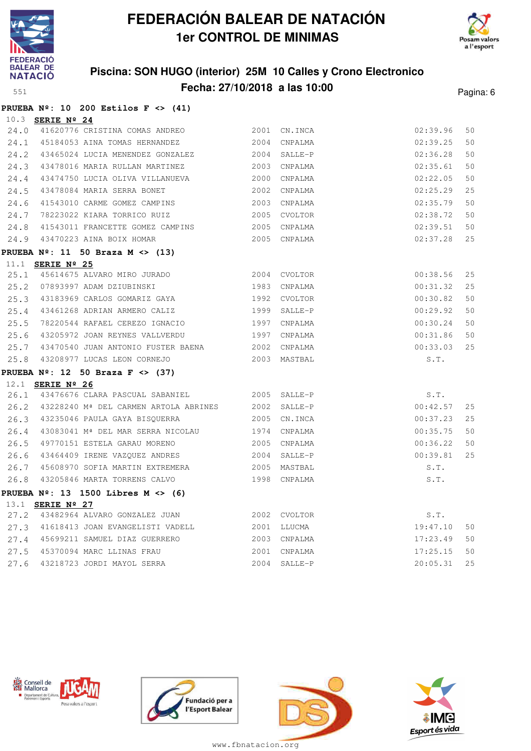**PRUEBA Nº: 10 200 Estilos F <> (41)**

10.3 **SERIE Nº 24**

| | | | | | | |
|---|---|---|---|---|---|---|
| 24.0 | 41620776 CRISTINA COMAS ANDREO | 2001 | CN.INCA | 02:39.96 | 50 |
| 24.1 | 45184053 AINA TOMAS HERNANDEZ | 2004 | CNPALMA | 02:39.25 | 50 |
| 24.2 | 43465024 LUCIA MENENDEZ GONZALEZ | 2004 | SALLE-P | 02:36.28 | 50 |
| 24.3 | 43478016 MARIA RULLAN MARTINEZ | 2003 | CNPALMA | 02:35.61 | 50 |
| 24.4 | 43474750 LUCIA OLIVA VILLANUEVA | 2000 | CNPALMA | 02:22.05 | 50 |
| 24.5 | 43478084 MARIA SERRA BONET | 2002 | CNPALMA | 02:25.29 | 25 |
| 24.6 | 41543010 CARME GOMEZ CAMPINS | 2003 | CNPALMA | 02:35.79 | 50 |
| 24.7 | 78223022 KIARA TORRICO RUIZ | 2005 | CVOLTOR | 02:38.72 | 50 |
| 24.8 | 41543011 FRANCETTE GOMEZ CAMPINS | 2005 | CNPALMA | 02:39.51 | 50 |
| 24.9 | 43470223 AINA BOIX HOMAR | 2005 | CNPALMA | 02:37.28 | 25 |

**PRUEBA Nº: 11 50 Braza M <> (13)**

11.1 **SERIE Nº 25**

| | | | | | |
|---|---|---|---|---|---|
| 25.1 | 45614675 ALVARO MIRO JURADO | 2004 | CVOLTOR | 00:38.56 | 25 |
| 25.2 | 07893997 ADAM DZIUBINSKI | 1983 | CNPALMA | 00:31.32 | 25 |
| 25.3 | 43183969 CARLOS GOMARIZ GAYA | 1992 | CVOLTOR | 00:30.82 | 50 |
| 25.4 | 43461268 ADRIAN ARMERO CALIZ | 1999 | SALLE-P | 00:29.92 | 50 |
| 25.5 | 78220544 RAFAEL CEREZO IGNACIO | 1997 | CNPALMA | 00:30.24 | 50 |
| 25.6 | 43205972 JOAN REYNES VALLVERDU | 1997 | CNPALMA | 00:31.86 | 50 |
| 25.7 | 43470540 JUAN ANTONIO FUSTER BAENA | 2002 | CNPALMA | 00:33.03 | 25 |
| 25.8 | 43208977 LUCAS LEON CORNEJO | 2003 | MASTBAL | S.T. | |

**PRUEBA Nº: 12 50 Braza F <> (37)**

12.1 **SERIE Nº 26**

| | | | | | |
|---|---|---|---|---|---|
| 26.1 | 43476676 CLARA PASCUAL SABANIEL | 2005 | SALLE-P | S.T. | |
| 26.2 | 43228240 Mª DEL CARMEN ARTOLA ABRINES | 2002 | SALLE-P | 00:42.57 | 25 |
| 26.3 | 43235046 PAULA GAYA BISQUERRA | 2005 | CN.INCA | 00:37.23 | 25 |
| 26.4 | 43083041 Mª DEL MAR SERRA NICOLAU | 1974 | CNPALMA | 00:35.75 | 50 |
| 26.5 | 49770151 ESTELA GARAU MORENO | 2005 | CNPALMA | 00:36.22 | 50 |
| 26.6 | 43464409 IRENE VAZQUEZ ANDRES | 2004 | SALLE-P | 00:39.81 | 25 |
| 26.7 | 45608970 SOFIA MARTIN EXTREMERA | 2005 | MASTBAL | S.T. | |
| 26.8 | 43205846 MARTA TORRENS CALVO | 1998 | CNPALMA | S.T. | |

**PRUEBA Nº: 13 1500 Libres M <> (6)**

13.1 **SERIE Nº 27**

| | | | | | |
|---|---|---|---|---|---|
| 27.2 | 43482964 ALVARO GONZALEZ JUAN | 2002 | CVOLTOR | S.T. | |
| 27.3 | 41618413 JOAN EVANGELISTI VADELL | 2001 | LLUCMA | 19:47.10 | 50 |
| 27.4 | 45699211 SAMUEL DIAZ GUERRERO | 2003 | CNPALMA | 17:23.49 | 50 |
| 27.5 | 45370094 MARC LLINAS FRAU | 2001 | CNPALMA | 17:25.15 | 50 |
| 27.6 | 43218723 JORDI MAYOL SERRA | 2004 | SALLE-P | 20:05.31 | 25 |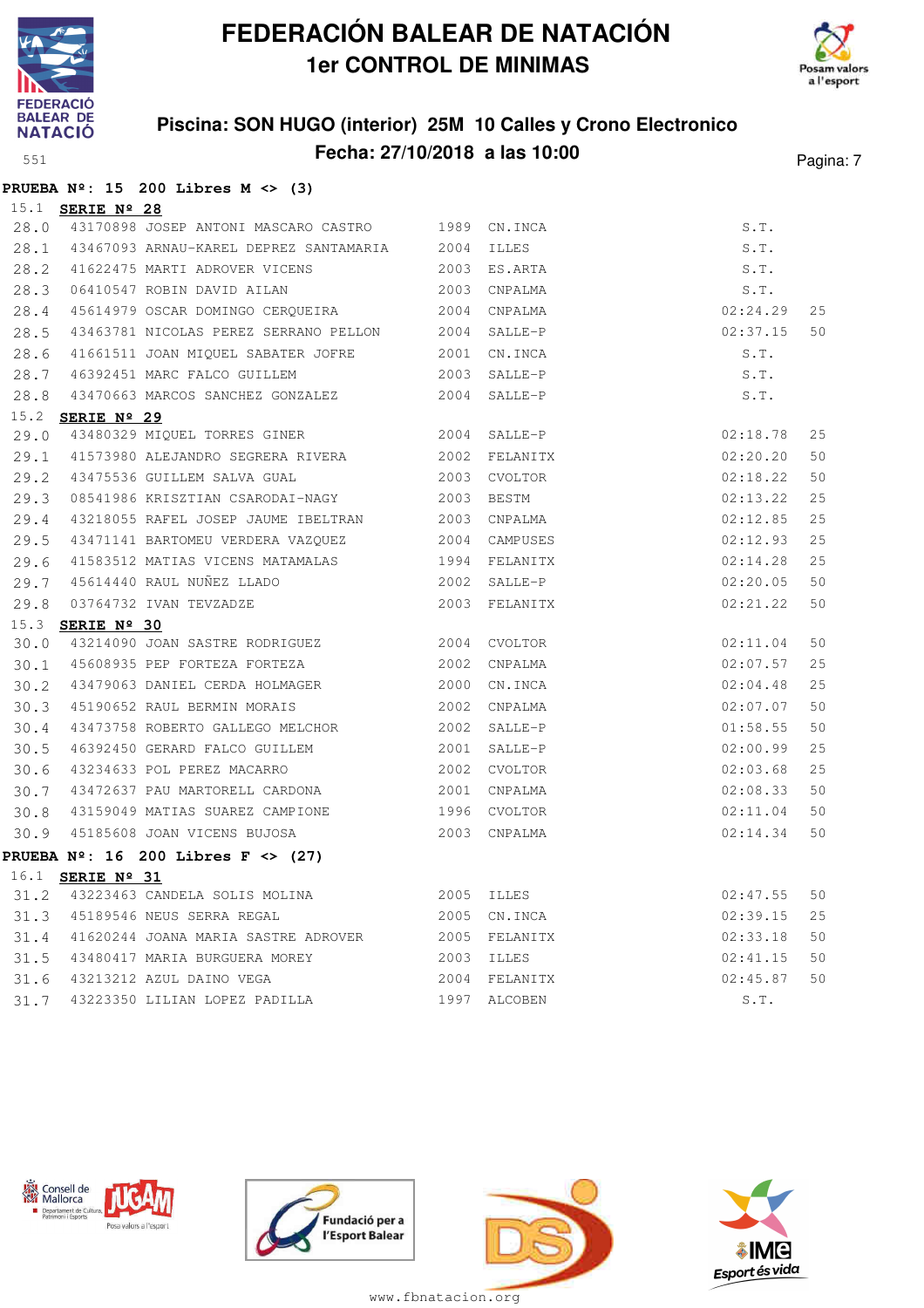# FEDERACIÓN BALEAR DE NATACIÓN
## 1er CONTROL DE MINIMAS

### Piscina: SON HUGO (interior) 25M 10 Calles y Crono Electronico
### Fecha: 27/10/2018 a las 10:00

551

**PRUEBA Nº: 15 200 Libres M <> (3)**

15.1 **SERIE Nº 28**

| Pos | Licencia | Nombre | Año | Club | Tiempo | |
|---|---|---|---|---|---|---|
| 28.0 | 43170898 | JOSEP ANTONI MASCARO CASTRO | 1989 | CN.INCA | S.T. | |
| 28.1 | 43467093 | ARNAU-KAREL DEPREZ SANTAMARIA | 2004 | ILLES | S.T. | |
| 28.2 | 41622475 | MARTI ADROVER VICENS | 2003 | ES.ARTA | S.T. | |
| 28.3 | 06410547 | ROBIN DAVID AILAN | 2003 | CNPALMA | S.T. | |
| 28.4 | 45614979 | OSCAR DOMINGO CERQUEIRA | 2004 | CNPALMA | 02:24.29 | 25 |
| 28.5 | 43463781 | NICOLAS PEREZ SERRANO PELLON | 2004 | SALLE-P | 02:37.15 | 50 |
| 28.6 | 41661511 | JOAN MIQUEL SABATER JOFRE | 2001 | CN.INCA | S.T. | |
| 28.7 | 46392451 | MARC FALCO GUILLEM | 2003 | SALLE-P | S.T. | |
| 28.8 | 43470663 | MARCOS SANCHEZ GONZALEZ | 2004 | SALLE-P | S.T. | |

15.2 **SERIE Nº 29**

| Pos | Licencia | Nombre | Año | Club | Tiempo | |
|---|---|---|---|---|---|---|
| 29.0 | 43480329 | MIQUEL TORRES GINER | 2004 | SALLE-P | 02:18.78 | 25 |
| 29.1 | 41573980 | ALEJANDRO SEGRERA RIVERA | 2002 | FELANITX | 02:20.20 | 50 |
| 29.2 | 43475536 | GUILLEM SALVA GUAL | 2003 | CVOLTOR | 02:18.22 | 50 |
| 29.3 | 08541986 | KRISZTIAN CSARODAI-NAGY | 2003 | BESTM | 02:13.22 | 25 |
| 29.4 | 43218055 | RAFEL JOSEP JAUME IBELTRAN | 2003 | CNPALMA | 02:12.85 | 25 |
| 29.5 | 43471141 | BARTOMEU VERDERA VAZQUEZ | 2004 | CAMPUSES | 02:12.93 | 25 |
| 29.6 | 41583512 | MATIAS VICENS MATAMALAS | 1994 | FELANITX | 02:14.28 | 25 |
| 29.7 | 45614440 | RAUL NUÑEZ LLADO | 2002 | SALLE-P | 02:20.05 | 50 |
| 29.8 | 03764732 | IVAN TEVZADZE | 2003 | FELANITX | 02:21.22 | 50 |

15.3 **SERIE Nº 30**

| Pos | Licencia | Nombre | Año | Club | Tiempo | |
|---|---|---|---|---|---|---|
| 30.0 | 43214090 | JOAN SASTRE RODRIGUEZ | 2004 | CVOLTOR | 02:11.04 | 50 |
| 30.1 | 45608935 | PEP FORTEZA FORTEZA | 2002 | CNPALMA | 02:07.57 | 25 |
| 30.2 | 43479063 | DANIEL CERDA HOLMAGER | 2000 | CN.INCA | 02:04.48 | 25 |
| 30.3 | 45190652 | RAUL BERMIN MORAIS | 2002 | CNPALMA | 02:07.07 | 50 |
| 30.4 | 43473758 | ROBERTO GALLEGO MELCHOR | 2002 | SALLE-P | 01:58.55 | 50 |
| 30.5 | 46392450 | GERARD FALCO GUILLEM | 2001 | SALLE-P | 02:00.99 | 25 |
| 30.6 | 43234633 | POL PEREZ MACARRO | 2002 | CVOLTOR | 02:03.68 | 25 |
| 30.7 | 43472637 | PAU MARTORELL CARDONA | 2001 | CNPALMA | 02:08.33 | 50 |
| 30.8 | 43159049 | MATIAS SUAREZ CAMPIONE | 1996 | CVOLTOR | 02:11.04 | 50 |
| 30.9 | 45185608 | JOAN VICENS BUJOSA | 2003 | CNPALMA | 02:14.34 | 50 |

**PRUEBA Nº: 16 200 Libres F <> (27)**

16.1 **SERIE Nº 31**

| Pos | Licencia | Nombre | Año | Club | Tiempo | |
|---|---|---|---|---|---|---|
| 31.2 | 43223463 | CANDELA SOLIS MOLINA | 2005 | ILLES | 02:47.55 | 50 |
| 31.3 | 45189546 | NEUS SERRA REGAL | 2005 | CN.INCA | 02:39.15 | 25 |
| 31.4 | 41620244 | JOANA MARIA SASTRE ADROVER | 2005 | FELANITX | 02:33.18 | 50 |
| 31.5 | 43480417 | MARIA BURGUERA MOREY | 2003 | ILLES | 02:41.15 | 50 |
| 31.6 | 43213212 | AZUL DAINO VEGA | 2004 | FELANITX | 02:45.87 | 50 |
| 31.7 | 43223350 | LILIAN LOPEZ PADILLA | 1997 | ALCOBEN | S.T. | |

www.fbnatacion.org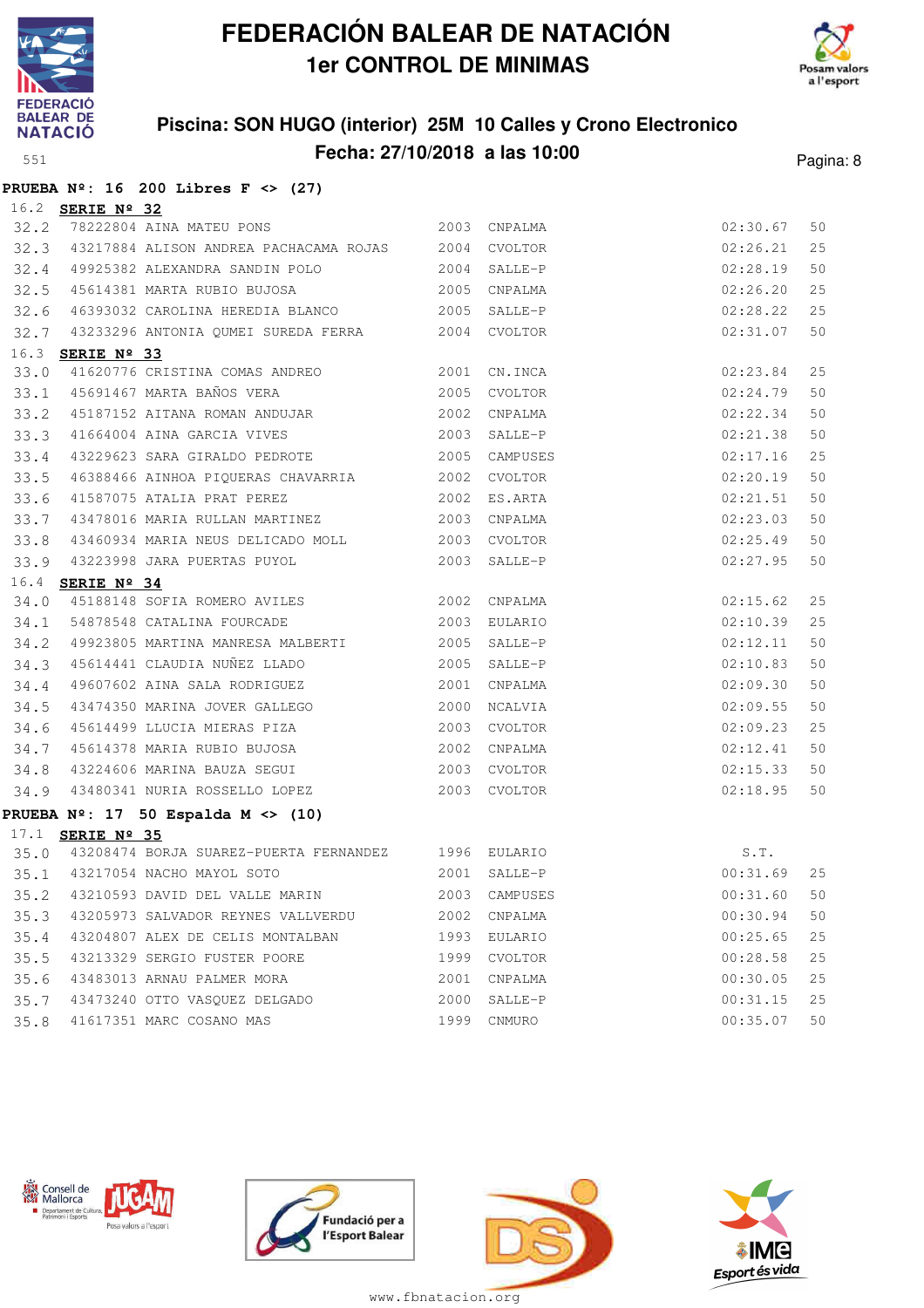# FEDERACIÓN BALEAR DE NATACIÓN

## 1er CONTROL DE MINIMAS

### Piscina: SON HUGO (interior) 25M 10 Calles y Crono Electronico

### Fecha: 27/10/2018 a las 10:00

**PRUEBA Nº: 16 200 Libres F <> (27)**

16.2 **SERIE Nº 32**

| | | | | | | |
|---|---|---|---|---|---|---|
| 32.2 | 78222804 | AINA MATEU PONS | 2003 | CNPALMA | 02:30.67 | 50 |
| 32.3 | 43217884 | ALISON ANDREA PACHACAMA ROJAS | 2004 | CVOLTOR | 02:26.21 | 25 |
| 32.4 | 49925382 | ALEXANDRA SANDIN POLO | 2004 | SALLE-P | 02:28.19 | 50 |
| 32.5 | 45614381 | MARTA RUBIO BUJOSA | 2005 | CNPALMA | 02:26.20 | 25 |
| 32.6 | 46393032 | CAROLINA HEREDIA BLANCO | 2005 | SALLE-P | 02:28.22 | 25 |
| 32.7 | 43233296 | ANTONIA QUMEI SUREDA FERRA | 2004 | CVOLTOR | 02:31.07 | 50 |

16.3 **SERIE Nº 33**

| | | | | | | |
|---|---|---|---|---|---|---|
| 33.0 | 41620776 | CRISTINA COMAS ANDREO | 2001 | CN.INCA | 02:23.84 | 25 |
| 33.1 | 45691467 | MARTA BAÑOS VERA | 2005 | CVOLTOR | 02:24.79 | 50 |
| 33.2 | 45187152 | AITANA ROMAN ANDUJAR | 2002 | CNPALMA | 02:22.34 | 50 |
| 33.3 | 41664004 | AINA GARCIA VIVES | 2003 | SALLE-P | 02:21.38 | 50 |
| 33.4 | 43229623 | SARA GIRALDO PEDROTE | 2005 | CAMPUSES | 02:17.16 | 25 |
| 33.5 | 46388466 | AINHOA PIQUERAS CHAVARRIA | 2002 | CVOLTOR | 02:20.19 | 50 |
| 33.6 | 41587075 | ATALIA PRAT PEREZ | 2002 | ES.ARTA | 02:21.51 | 50 |
| 33.7 | 43478016 | MARIA RULLAN MARTINEZ | 2003 | CNPALMA | 02:23.03 | 50 |
| 33.8 | 43460934 | MARIA NEUS DELICADO MOLL | 2003 | CVOLTOR | 02:25.49 | 50 |
| 33.9 | 43223998 | JARA PUERTAS PUYOL | 2003 | SALLE-P | 02:27.95 | 50 |

16.4 **SERIE Nº 34**

| | | | | | | |
|---|---|---|---|---|---|---|
| 34.0 | 45188148 | SOFIA ROMERO AVILES | 2002 | CNPALMA | 02:15.62 | 25 |
| 34.1 | 54878548 | CATALINA FOURCADE | 2003 | EULARIO | 02:10.39 | 25 |
| 34.2 | 49923805 | MARTINA MANRESA MALBERTI | 2005 | SALLE-P | 02:12.11 | 50 |
| 34.3 | 45614441 | CLAUDIA NUÑEZ LLADO | 2005 | SALLE-P | 02:10.83 | 50 |
| 34.4 | 49607602 | AINA SALA RODRIGUEZ | 2001 | CNPALMA | 02:09.30 | 50 |
| 34.5 | 43474350 | MARINA JOVER GALLEGO | 2000 | NCALVIA | 02:09.55 | 50 |
| 34.6 | 45614499 | LLUCIA MIERAS PIZA | 2003 | CVOLTOR | 02:09.23 | 25 |
| 34.7 | 45614378 | MARIA RUBIO BUJOSA | 2002 | CNPALMA | 02:12.41 | 50 |
| 34.8 | 43224606 | MARINA BAUZA SEGUI | 2003 | CVOLTOR | 02:15.33 | 50 |
| 34.9 | 43480341 | NURIA ROSSELLO LOPEZ | 2003 | CVOLTOR | 02:18.95 | 50 |

**PRUEBA Nº: 17 50 Espalda M <> (10)**

17.1 **SERIE Nº 35**

| | | | | | | |
|---|---|---|---|---|---|---|
| 35.0 | 43208474 | BORJA SUAREZ-PUERTA FERNANDEZ | 1996 | EULARIO | S.T. | |
| 35.1 | 43217054 | NACHO MAYOL SOTO | 2001 | SALLE-P | 00:31.69 | 25 |
| 35.2 | 43210593 | DAVID DEL VALLE MARIN | 2003 | CAMPUSES | 00:31.60 | 50 |
| 35.3 | 43205973 | SALVADOR REYNES VALLVERDU | 2002 | CNPALMA | 00:30.94 | 50 |
| 35.4 | 43204807 | ALEX DE CELIS MONTALBAN | 1993 | EULARIO | 00:25.65 | 25 |
| 35.5 | 43213329 | SERGIO FUSTER POORE | 1999 | CVOLTOR | 00:28.58 | 25 |
| 35.6 | 43483013 | ARNAU PALMER MORA | 2001 | CNPALMA | 00:30.05 | 25 |
| 35.7 | 43473240 | OTTO VASQUEZ DELGADO | 2000 | SALLE-P | 00:31.15 | 25 |
| 35.8 | 41617351 | MARC COSANO MAS | 1999 | CNMURO | 00:35.07 | 50 |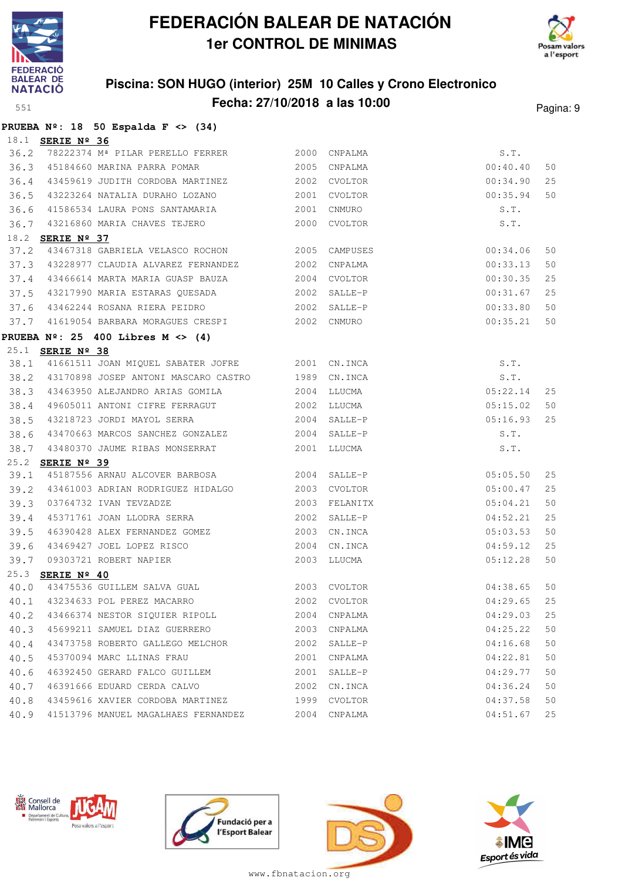# FEDERACIÓN BALEAR DE NATACIÓN

## 1er CONTROL DE MINIMAS

### Piscina: SON HUGO (interior) 25M 10 Calles y Crono Electronico

### Fecha: 27/10/2018 a las 10:00

**PRUEBA Nº: 18 50 Espalda F <> (34)**

18.1 **SERIE Nº 36**

| | | | | | | |
|---|---|---|---|---|---|---|
| 36.2 | 78222374 | Mª PILAR PERELLO FERRER | 2000 | CNPALMA | S.T. | |
| 36.3 | 45184660 | MARINA PARRA POMAR | 2005 | CNPALMA | 00:40.40 | 50 |
| 36.4 | 43459619 | JUDITH CORDOBA MARTINEZ | 2002 | CVOLTOR | 00:34.90 | 25 |
| 36.5 | 43223264 | NATALIA DURAHO LOZANO | 2001 | CVOLTOR | 00:35.94 | 50 |
| 36.6 | 41586534 | LAURA PONS SANTAMARIA | 2001 | CNMURO | S.T. | |
| 36.7 | 43216860 | MARIA CHAVES TEJERO | 2000 | CVOLTOR | S.T. | |

18.2 **SERIE Nº 37**

| | | | | | | |
|---|---|---|---|---|---|---|
| 37.2 | 43467318 | GABRIELA VELASCO ROCHON | 2005 | CAMPUSES | 00:34.06 | 50 |
| 37.3 | 43228977 | CLAUDIA ALVAREZ FERNANDEZ | 2002 | CNPALMA | 00:33.13 | 50 |
| 37.4 | 43466614 | MARTA MARIA GUASP BAUZA | 2004 | CVOLTOR | 00:30.35 | 25 |
| 37.5 | 43217990 | MARIA ESTARAS QUESADA | 2002 | SALLE-P | 00:31.67 | 25 |
| 37.6 | 43462244 | ROSANA RIERA PEIDRO | 2002 | SALLE-P | 00:33.80 | 50 |
| 37.7 | 41619054 | BARBARA MORAGUES CRESPI | 2002 | CNMURO | 00:35.21 | 50 |

**PRUEBA Nº: 25 400 Libres M <> (4)**

25.1 **SERIE Nº 38**

| | | | | | | |
|---|---|---|---|---|---|---|
| 38.1 | 41661511 | JOAN MIQUEL SABATER JOFRE | 2001 | CN.INCA | S.T. | |
| 38.2 | 43170898 | JOSEP ANTONI MASCARO CASTRO | 1989 | CN.INCA | S.T. | |
| 38.3 | 43463950 | ALEJANDRO ARIAS GOMILA | 2004 | LLUCMA | 05:22.14 | 25 |
| 38.4 | 49605011 | ANTONI CIFRE FERRAGUT | 2002 | LLUCMA | 05:15.02 | 50 |
| 38.5 | 43218723 | JORDI MAYOL SERRA | 2004 | SALLE-P | 05:16.93 | 25 |
| 38.6 | 43470663 | MARCOS SANCHEZ GONZALEZ | 2004 | SALLE-P | S.T. | |
| 38.7 | 43480370 | JAUME RIBAS MONSERRAT | 2001 | LLUCMA | S.T. | |

25.2 **SERIE Nº 39**

| | | | | | | |
|---|---|---|---|---|---|---|
| 39.1 | 45187556 | ARNAU ALCOVER BARBOSA | 2004 | SALLE-P | 05:05.50 | 25 |
| 39.2 | 43461003 | ADRIAN RODRIGUEZ HIDALGO | 2003 | CVOLTOR | 05:00.47 | 25 |
| 39.3 | 03764732 | IVAN TEVZADZE | 2003 | FELANITX | 05:04.21 | 50 |
| 39.4 | 45371761 | JOAN LLODRA SERRA | 2002 | SALLE-P | 04:52.21 | 25 |
| 39.5 | 46390428 | ALEX FERNANDEZ GOMEZ | 2003 | CN.INCA | 05:03.53 | 50 |
| 39.6 | 43469427 | JOEL LOPEZ RISCO | 2004 | CN.INCA | 04:59.12 | 25 |
| 39.7 | 09303721 | ROBERT NAPIER | 2003 | LLUCMA | 05:12.28 | 50 |

25.3 **SERIE Nº 40**

| | | | | | | |
|---|---|---|---|---|---|---|
| 40.0 | 43475536 | GUILLEM SALVA GUAL | 2003 | CVOLTOR | 04:38.65 | 50 |
| 40.1 | 43234633 | POL PEREZ MACARRO | 2002 | CVOLTOR | 04:29.65 | 25 |
| 40.2 | 43466374 | NESTOR SIQUIER RIPOLL | 2004 | CNPALMA | 04:29.03 | 25 |
| 40.3 | 45699211 | SAMUEL DIAZ GUERRERO | 2003 | CNPALMA | 04:25.22 | 50 |
| 40.4 | 43473758 | ROBERTO GALLEGO MELCHOR | 2002 | SALLE-P | 04:16.68 | 50 |
| 40.5 | 45370094 | MARC LLINAS FRAU | 2001 | CNPALMA | 04:22.81 | 50 |
| 40.6 | 46392450 | GERARD FALCO GUILLEM | 2001 | SALLE-P | 04:29.77 | 50 |
| 40.7 | 46391666 | EDUARD CERDA CALVO | 2002 | CN.INCA | 04:36.24 | 50 |
| 40.8 | 43459616 | XAVIER CORDOBA MARTINEZ | 1999 | CVOLTOR | 04:37.58 | 50 |
| 40.9 | 41513796 | MANUEL MAGALHAES FERNANDEZ | 2004 | CNPALMA | 04:51.67 | 25 |

www.fbnatacion.org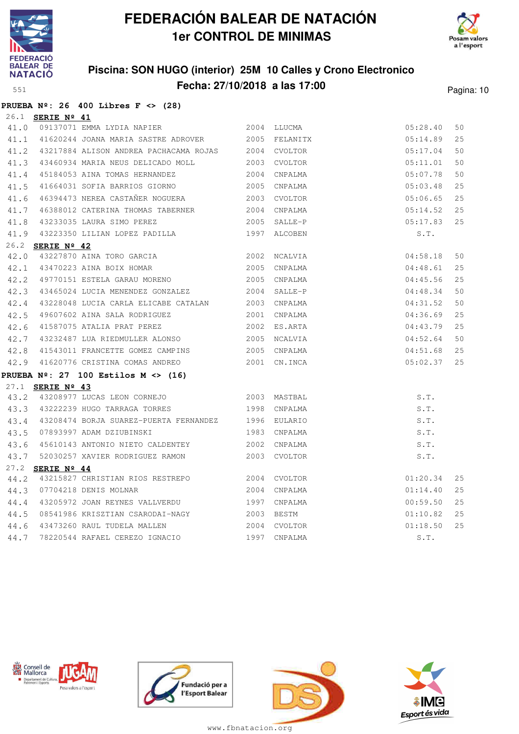**PRUEBA Nº: 26 400 Libres F <> (28)**

26.1 **SERIE Nº 41**

| | | | | | | |
|---|---|---|---|---|---|---|
| 41.0 | 09137071 | EMMA LYDIA NAPIER | 2004 | LLUCMA | 05:28.40 | 50 |
| 41.1 | 41620244 | JOANA MARIA SASTRE ADROVER | 2005 | FELANITX | 05:14.89 | 25 |
| 41.2 | 43217884 | ALISON ANDREA PACHACAMA ROJAS | 2004 | CVOLTOR | 05:17.04 | 50 |
| 41.3 | 43460934 | MARIA NEUS DELICADO MOLL | 2003 | CVOLTOR | 05:11.01 | 50 |
| 41.4 | 45184053 | AINA TOMAS HERNANDEZ | 2004 | CNPALMA | 05:07.78 | 50 |
| 41.5 | 41664031 | SOFIA BARRIOS GIORNO | 2005 | CNPALMA | 05:03.48 | 25 |
| 41.6 | 46394473 | NEREA CASTAÑER NOGUERA | 2003 | CVOLTOR | 05:06.65 | 25 |
| 41.7 | 46388012 | CATERINA THOMAS TABERNER | 2004 | CNPALMA | 05:14.52 | 25 |
| 41.8 | 43233035 | LAURA SIMO PEREZ | 2005 | SALLE-P | 05:17.83 | 25 |
| 41.9 | 43223350 | LILIAN LOPEZ PADILLA | 1997 | ALCOBEN | S.T. | |

26.2 **SERIE Nº 42**

| | | | | | | |
|---|---|---|---|---|---|---|
| 42.0 | 43227870 | AINA TORO GARCIA | 2002 | NCALVIA | 04:58.18 | 50 |
| 42.1 | 43470223 | AINA BOIX HOMAR | 2005 | CNPALMA | 04:48.61 | 25 |
| 42.2 | 49770151 | ESTELA GARAU MORENO | 2005 | CNPALMA | 04:45.56 | 25 |
| 42.3 | 43465024 | LUCIA MENENDEZ GONZALEZ | 2004 | SALLE-P | 04:48.34 | 50 |
| 42.4 | 43228048 | LUCIA CARLA ELICABE CATALAN | 2003 | CNPALMA | 04:31.52 | 50 |
| 42.5 | 49607602 | AINA SALA RODRIGUEZ | 2001 | CNPALMA | 04:36.69 | 25 |
| 42.6 | 41587075 | ATALIA PRAT PEREZ | 2002 | ES.ARTA | 04:43.79 | 25 |
| 42.7 | 43232487 | LUA RIEDMULLER ALONSO | 2005 | NCALVIA | 04:52.64 | 50 |
| 42.8 | 41543011 | FRANCETTE GOMEZ CAMPINS | 2005 | CNPALMA | 04:51.68 | 25 |
| 42.9 | 41620776 | CRISTINA COMAS ANDREO | 2001 | CN.INCA | 05:02.37 | 25 |

**PRUEBA Nº: 27 100 Estilos M <> (16)**

27.1 **SERIE Nº 43**

| | | | | | | |
|---|---|---|---|---|---|---|
| 43.2 | 43208977 | LUCAS LEON CORNEJO | 2003 | MASTBAL | S.T. | |
| 43.3 | 43222239 | HUGO TARRAGA TORRES | 1998 | CNPALMA | S.T. | |
| 43.4 | 43208474 | BORJA SUAREZ-PUERTA FERNANDEZ | 1996 | EULARIO | S.T. | |
| 43.5 | 07893997 | ADAM DZIUBINSKI | 1983 | CNPALMA | S.T. | |
| 43.6 | 45610143 | ANTONIO NIETO CALDENTEY | 2002 | CNPALMA | S.T. | |
| 43.7 | 52030257 | XAVIER RODRIGUEZ RAMON | 2003 | CVOLTOR | S.T. | |

27.2 **SERIE Nº 44**

| | | | | | | |
|---|---|---|---|---|---|---|
| 44.2 | 43215827 | CHRISTIAN RIOS RESTREPO | 2004 | CVOLTOR | 01:20.34 | 25 |
| 44.3 | 07704218 | DENIS MOLNAR | 2004 | CNPALMA | 01:14.40 | 25 |
| 44.4 | 43205972 | JOAN REYNES VALLVERDU | 1997 | CNPALMA | 00:59.50 | 25 |
| 44.5 | 08541986 | KRISZTIAN CSARODAI-NAGY | 2003 | BESTM | 01:10.82 | 25 |
| 44.6 | 43473260 | RAUL TUDELA MALLEN | 2004 | CVOLTOR | 01:18.50 | 25 |
| 44.7 | 78220544 | RAFAEL CEREZO IGNACIO | 1997 | CNPALMA | S.T. | |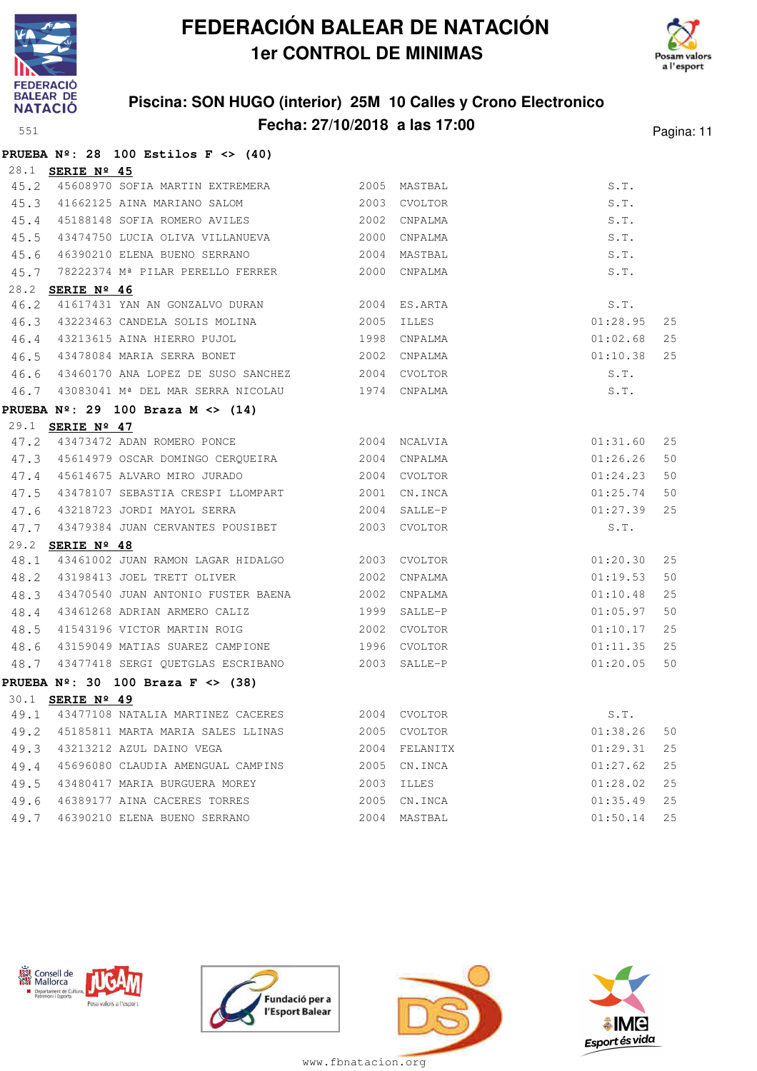# FEDERACIÓN BALEAR DE NATACIÓN

## 1er CONTROL DE MINIMAS

### Piscina: SON HUGO (interior) 25M 10 Calles y Crono Electronico

### Fecha: 27/10/2018 a las 17:00

**PRUEBA Nº: 28 100 Estilos F <> (40)**

28.1 **SERIE Nº 45**

| | | | | | | |
|---|---|---|---|---|---|---|
| 45.2 | 45608970 | SOFIA MARTIN EXTREMERA | 2005 | MASTBAL | S.T. | |
| 45.3 | 41662125 | AINA MARIANO SALOM | 2003 | CVOLTOR | S.T. | |
| 45.4 | 45188148 | SOFIA ROMERO AVILES | 2002 | CNPALMA | S.T. | |
| 45.5 | 43474750 | LUCIA OLIVA VILLANUEVA | 2000 | CNPALMA | S.T. | |
| 45.6 | 46390210 | ELENA BUENO SERRANO | 2004 | MASTBAL | S.T. | |
| 45.7 | 78222374 | Mª PILAR PERELLO FERRER | 2000 | CNPALMA | S.T. | |

28.2 **SERIE Nº 46**

| | | | | | | |
|---|---|---|---|---|---|---|
| 46.2 | 41617431 | YAN AN GONZALVO DURAN | 2004 | ES.ARTA | S.T. | |
| 46.3 | 43223463 | CANDELA SOLIS MOLINA | 2005 | ILLES | 01:28.95 | 25 |
| 46.4 | 43213615 | AINA HIERRO PUJOL | 1998 | CNPALMA | 01:02.68 | 25 |
| 46.5 | 43478084 | MARIA SERRA BONET | 2002 | CNPALMA | 01:10.38 | 25 |
| 46.6 | 43460170 | ANA LOPEZ DE SUSO SANCHEZ | 2004 | CVOLTOR | S.T. | |
| 46.7 | 43083041 | Mª DEL MAR SERRA NICOLAU | 1974 | CNPALMA | S.T. | |

**PRUEBA Nº: 29 100 Braza M <> (14)**

29.1 **SERIE Nº 47**

| | | | | | | |
|---|---|---|---|---|---|---|
| 47.2 | 43473472 | ADAN ROMERO PONCE | 2004 | NCALVIA | 01:31.60 | 25 |
| 47.3 | 45614979 | OSCAR DOMINGO CERQUEIRA | 2004 | CNPALMA | 01:26.26 | 50 |
| 47.4 | 45614675 | ALVARO MIRO JURADO | 2004 | CVOLTOR | 01:24.23 | 50 |
| 47.5 | 43478107 | SEBASTIA CRESPI LLOMPART | 2001 | CN.INCA | 01:25.74 | 50 |
| 47.6 | 43218723 | JORDI MAYOL SERRA | 2004 | SALLE-P | 01:27.39 | 25 |
| 47.7 | 43479384 | JUAN CERVANTES POUSIBET | 2003 | CVOLTOR | S.T. | |

29.2 **SERIE Nº 48**

| | | | | | | |
|---|---|---|---|---|---|---|
| 48.1 | 43461002 | JUAN RAMON LAGAR HIDALGO | 2003 | CVOLTOR | 01:20.30 | 25 |
| 48.2 | 43198413 | JOEL TRETT OLIVER | 2002 | CNPALMA | 01:19.53 | 50 |
| 48.3 | 43470540 | JUAN ANTONIO FUSTER BAENA | 2002 | CNPALMA | 01:10.48 | 25 |
| 48.4 | 43461268 | ADRIAN ARMERO CALIZ | 1999 | SALLE-P | 01:05.97 | 50 |
| 48.5 | 41543196 | VICTOR MARTIN ROIG | 2002 | CVOLTOR | 01:10.17 | 25 |
| 48.6 | 43159049 | MATIAS SUAREZ CAMPIONE | 1996 | CVOLTOR | 01:11.35 | 25 |
| 48.7 | 43477418 | SERGI QUETGLAS ESCRIBANO | 2003 | SALLE-P | 01:20.05 | 50 |

**PRUEBA Nº: 30 100 Braza F <> (38)**

30.1 **SERIE Nº 49**

| | | | | | | |
|---|---|---|---|---|---|---|
| 49.1 | 43477108 | NATALIA MARTINEZ CACERES | 2004 | CVOLTOR | S.T. | |
| 49.2 | 45185811 | MARTA MARIA SALES LLINAS | 2005 | CVOLTOR | 01:38.26 | 50 |
| 49.3 | 43213212 | AZUL DAINO VEGA | 2004 | FELANITX | 01:29.31 | 25 |
| 49.4 | 45696080 | CLAUDIA AMENGUAL CAMPINS | 2005 | CN.INCA | 01:27.62 | 25 |
| 49.5 | 43480417 | MARIA BURGUERA MOREY | 2003 | ILLES | 01:28.02 | 25 |
| 49.6 | 46389177 | AINA CACERES TORRES | 2005 | CN.INCA | 01:35.49 | 25 |
| 49.7 | 46390210 | ELENA BUENO SERRANO | 2004 | MASTBAL | 01:50.14 | 25 |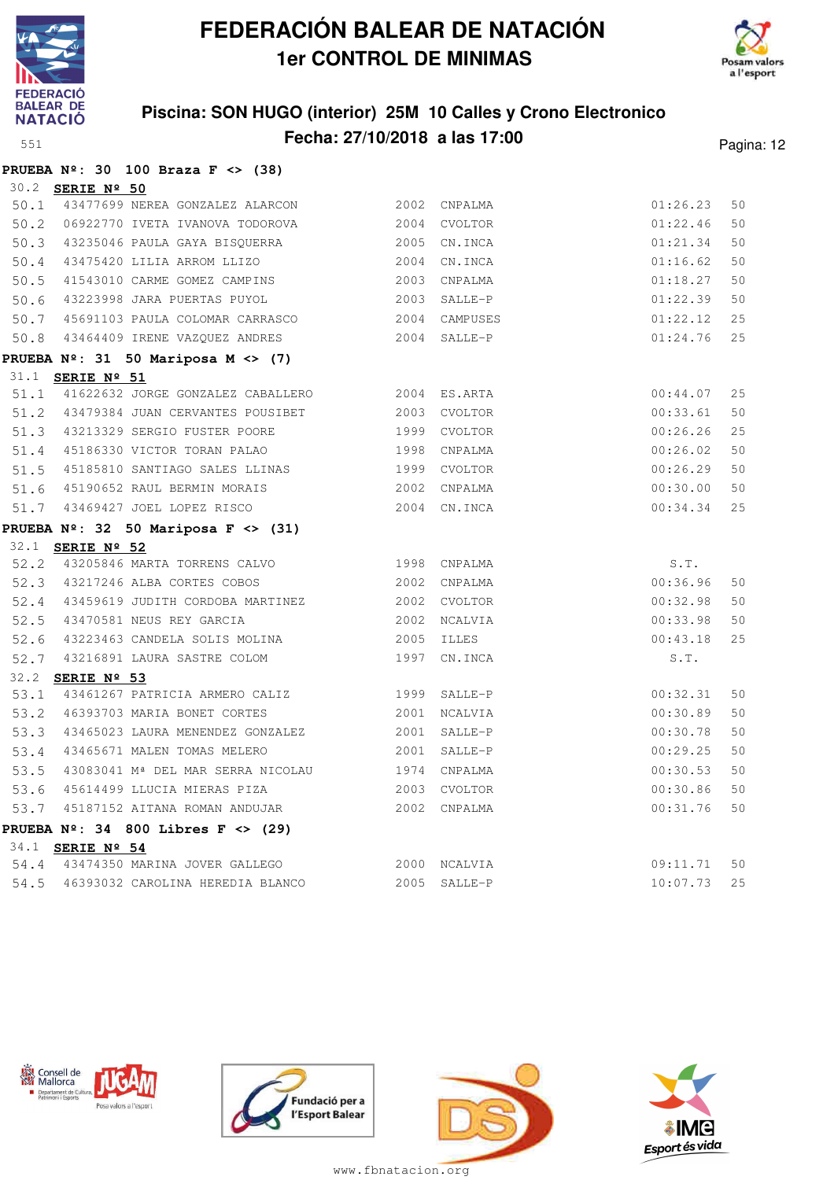# FEDERACIÓN BALEAR DE NATACIÓN

## 1er CONTROL DE MINIMAS

### Piscina: SON HUGO (interior) 25M 10 Calles y Crono Electronico

### Fecha: 27/10/2018 a las 17:00

**PRUEBA Nº: 30 100 Braza F <> (38)**

30.2 **SERIE Nº 50**

| | | | | | | |
|---|---|---|---|---|---|---|
| 50.1 | 43477699 | NEREA GONZALEZ ALARCON | 2002 | CNPALMA | 01:26.23 | 50 |
| 50.2 | 06922770 | IVETA IVANOVA TODOROVA | 2004 | CVOLTOR | 01:22.46 | 50 |
| 50.3 | 43235046 | PAULA GAYA BISQUERRA | 2005 | CN.INCA | 01:21.34 | 50 |
| 50.4 | 43475420 | LILIA ARROM LLIZO | 2004 | CN.INCA | 01:16.62 | 50 |
| 50.5 | 41543010 | CARME GOMEZ CAMPINS | 2003 | CNPALMA | 01:18.27 | 50 |
| 50.6 | 43223998 | JARA PUERTAS PUYOL | 2003 | SALLE-P | 01:22.39 | 50 |
| 50.7 | 45691103 | PAULA COLOMAR CARRASCO | 2004 | CAMPUSES | 01:22.12 | 25 |
| 50.8 | 43464409 | IRENE VAZQUEZ ANDRES | 2004 | SALLE-P | 01:24.76 | 25 |

**PRUEBA Nº: 31 50 Mariposa M <> (7)**

31.1 **SERIE Nº 51**

| | | | | | | |
|---|---|---|---|---|---|---|
| 51.1 | 41622632 | JORGE GONZALEZ CABALLERO | 2004 | ES.ARTA | 00:44.07 | 25 |
| 51.2 | 43479384 | JUAN CERVANTES POUSIBET | 2003 | CVOLTOR | 00:33.61 | 50 |
| 51.3 | 43213329 | SERGIO FUSTER POORE | 1999 | CVOLTOR | 00:26.26 | 25 |
| 51.4 | 45186330 | VICTOR TORAN PALAO | 1998 | CNPALMA | 00:26.02 | 50 |
| 51.5 | 45185810 | SANTIAGO SALES LLINAS | 1999 | CVOLTOR | 00:26.29 | 50 |
| 51.6 | 45190652 | RAUL BERMIN MORAIS | 2002 | CNPALMA | 00:30.00 | 50 |
| 51.7 | 43469427 | JOEL LOPEZ RISCO | 2004 | CN.INCA | 00:34.34 | 25 |

**PRUEBA Nº: 32 50 Mariposa F <> (31)**

32.1 **SERIE Nº 52**

| | | | | | | |
|---|---|---|---|---|---|---|
| 52.2 | 43205846 | MARTA TORRENS CALVO | 1998 | CNPALMA | S.T. | |
| 52.3 | 43217246 | ALBA CORTES COBOS | 2002 | CNPALMA | 00:36.96 | 50 |
| 52.4 | 43459619 | JUDITH CORDOBA MARTINEZ | 2002 | CVOLTOR | 00:32.98 | 50 |
| 52.5 | 43470581 | NEUS REY GARCIA | 2002 | NCALVIA | 00:33.98 | 50 |
| 52.6 | 43223463 | CANDELA SOLIS MOLINA | 2005 | ILLES | 00:43.18 | 25 |
| 52.7 | 43216891 | LAURA SASTRE COLOM | 1997 | CN.INCA | S.T. | |

32.2 **SERIE Nº 53**

| | | | | | | |
|---|---|---|---|---|---|---|
| 53.1 | 43461267 | PATRICIA ARMERO CALIZ | 1999 | SALLE-P | 00:32.31 | 50 |
| 53.2 | 46393703 | MARIA BONET CORTES | 2001 | NCALVIA | 00:30.89 | 50 |
| 53.3 | 43465023 | LAURA MENENDEZ GONZALEZ | 2001 | SALLE-P | 00:30.78 | 50 |
| 53.4 | 43465671 | MALEN TOMAS MELERO | 2001 | SALLE-P | 00:29.25 | 50 |
| 53.5 | 43083041 | Mª DEL MAR SERRA NICOLAU | 1974 | CNPALMA | 00:30.53 | 50 |
| 53.6 | 45614499 | LLUCIA MIERAS PIZA | 2003 | CVOLTOR | 00:30.86 | 50 |
| 53.7 | 45187152 | AITANA ROMAN ANDUJAR | 2002 | CNPALMA | 00:31.76 | 50 |

**PRUEBA Nº: 34 800 Libres F <> (29)**

34.1 **SERIE Nº 54**

| | | | | | | |
|---|---|---|---|---|---|---|
| 54.4 | 43474350 | MARINA JOVER GALLEGO | 2000 | NCALVIA | 09:11.71 | 50 |
| 54.5 | 46393032 | CAROLINA HEREDIA BLANCO | 2005 | SALLE-P | 10:07.73 | 25 |

www.fbnatacion.org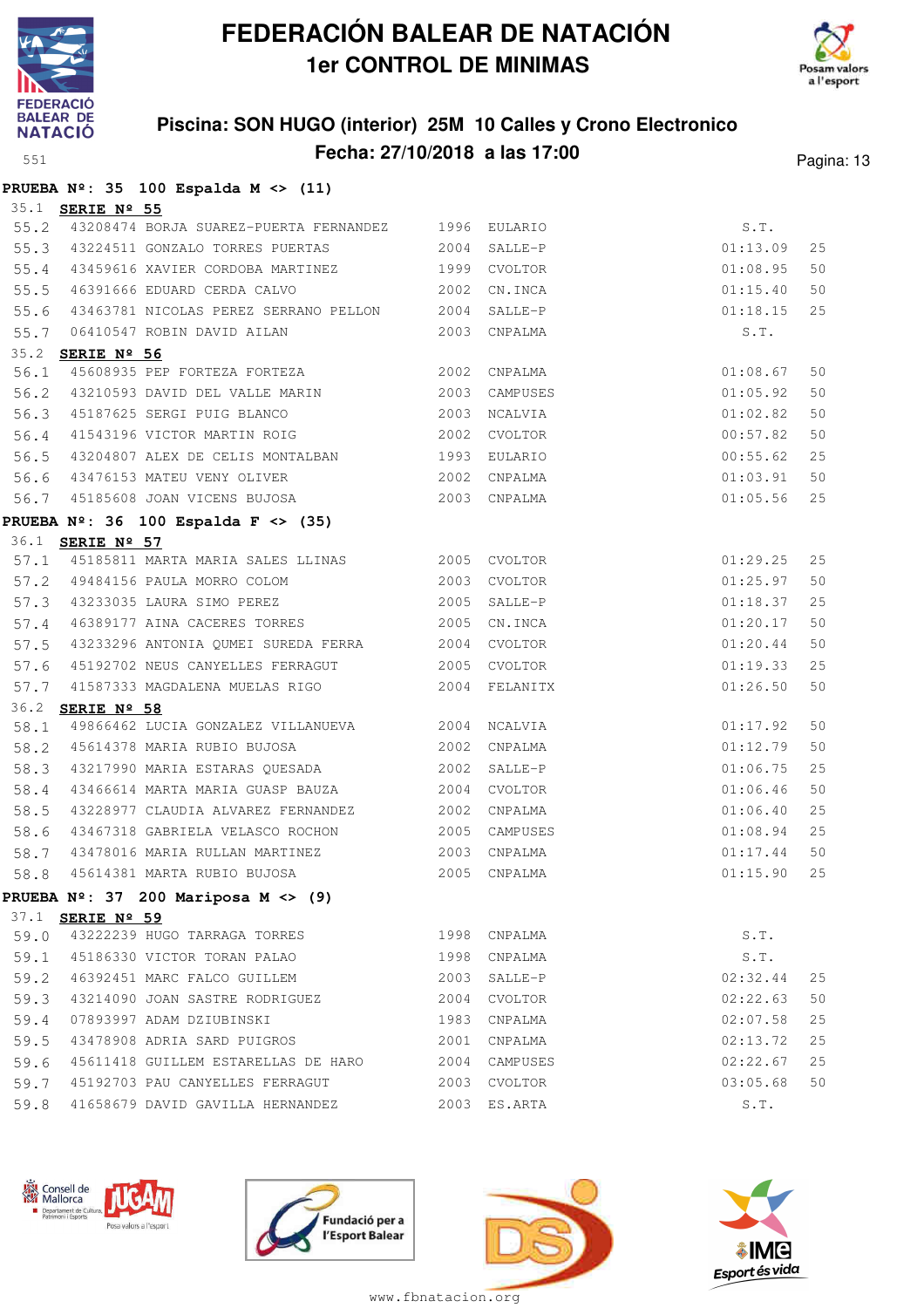# FEDERACIÓN BALEAR DE NATACIÓN
## 1er CONTROL DE MINIMAS

### Piscina: SON HUGO (interior) 25M 10 Calles y Crono Electronico
### Fecha: 27/10/2018 a las 17:00

551

**PRUEBA Nº: 35 100 Espalda M <> (11)**

35.1 **SERIE Nº 55**

| | | | | | | |
|---|---|---|---|---|---|---|
| 55.2 | 43208474 | BORJA SUAREZ-PUERTA FERNANDEZ | 1996 | EULARIO | S.T. | |
| 55.3 | 43224511 | GONZALO TORRES PUERTAS | 2004 | SALLE-P | 01:13.09 | 25 |
| 55.4 | 43459616 | XAVIER CORDOBA MARTINEZ | 1999 | CVOLTOR | 01:08.95 | 50 |
| 55.5 | 46391666 | EDUARD CERDA CALVO | 2002 | CN.INCA | 01:15.40 | 50 |
| 55.6 | 43463781 | NICOLAS PEREZ SERRANO PELLON | 2004 | SALLE-P | 01:18.15 | 25 |
| 55.7 | 06410547 | ROBIN DAVID AILAN | 2003 | CNPALMA | S.T. | |

35.2 **SERIE Nº 56**

| | | | | | | |
|---|---|---|---|---|---|---|
| 56.1 | 45608935 | PEP FORTEZA FORTEZA | 2002 | CNPALMA | 01:08.67 | 50 |
| 56.2 | 43210593 | DAVID DEL VALLE MARIN | 2003 | CAMPUSES | 01:05.92 | 50 |
| 56.3 | 45187625 | SERGI PUIG BLANCO | 2003 | NCALVIA | 01:02.82 | 50 |
| 56.4 | 41543196 | VICTOR MARTIN ROIG | 2002 | CVOLTOR | 00:57.82 | 50 |
| 56.5 | 43204807 | ALEX DE CELIS MONTALBAN | 1993 | EULARIO | 00:55.62 | 25 |
| 56.6 | 43476153 | MATEU VENY OLIVER | 2002 | CNPALMA | 01:03.91 | 50 |
| 56.7 | 45185608 | JOAN VICENS BUJOSA | 2003 | CNPALMA | 01:05.56 | 25 |

**PRUEBA Nº: 36 100 Espalda F <> (35)**

36.1 **SERIE Nº 57**

| | | | | | | |
|---|---|---|---|---|---|---|
| 57.1 | 45185811 | MARTA MARIA SALES LLINAS | 2005 | CVOLTOR | 01:29.25 | 25 |
| 57.2 | 49484156 | PAULA MORRO COLOM | 2003 | CVOLTOR | 01:25.97 | 50 |
| 57.3 | 43233035 | LAURA SIMO PEREZ | 2005 | SALLE-P | 01:18.37 | 25 |
| 57.4 | 46389177 | AINA CACERES TORRES | 2005 | CN.INCA | 01:20.17 | 50 |
| 57.5 | 43233296 | ANTONIA QUMEI SUREDA FERRA | 2004 | CVOLTOR | 01:20.44 | 50 |
| 57.6 | 45192702 | NEUS CANYELLES FERRAGUT | 2005 | CVOLTOR | 01:19.33 | 25 |
| 57.7 | 41587333 | MAGDALENA MUELAS RIGO | 2004 | FELANITX | 01:26.50 | 50 |

36.2 **SERIE Nº 58**

| | | | | | | |
|---|---|---|---|---|---|---|
| 58.1 | 49866462 | LUCIA GONZALEZ VILLANUEVA | 2004 | NCALVIA | 01:17.92 | 50 |
| 58.2 | 45614378 | MARIA RUBIO BUJOSA | 2002 | CNPALMA | 01:12.79 | 50 |
| 58.3 | 43217990 | MARIA ESTARAS QUESADA | 2002 | SALLE-P | 01:06.75 | 25 |
| 58.4 | 43466614 | MARTA MARIA GUASP BAUZA | 2004 | CVOLTOR | 01:06.46 | 50 |
| 58.5 | 43228977 | CLAUDIA ALVAREZ FERNANDEZ | 2002 | CNPALMA | 01:06.40 | 25 |
| 58.6 | 43467318 | GABRIELA VELASCO ROCHON | 2005 | CAMPUSES | 01:08.94 | 25 |
| 58.7 | 43478016 | MARIA RULLAN MARTINEZ | 2003 | CNPALMA | 01:17.44 | 50 |
| 58.8 | 45614381 | MARTA RUBIO BUJOSA | 2005 | CNPALMA | 01:15.90 | 25 |

**PRUEBA Nº: 37 200 Mariposa M <> (9)**

37.1 **SERIE Nº 59**

| | | | | | | |
|---|---|---|---|---|---|---|
| 59.0 | 43222239 | HUGO TARRAGA TORRES | 1998 | CNPALMA | S.T. | |
| 59.1 | 45186330 | VICTOR TORAN PALAO | 1998 | CNPALMA | S.T. | |
| 59.2 | 46392451 | MARC FALCO GUILLEM | 2003 | SALLE-P | 02:32.44 | 25 |
| 59.3 | 43214090 | JOAN SASTRE RODRIGUEZ | 2004 | CVOLTOR | 02:22.63 | 50 |
| 59.4 | 07893997 | ADAM DZIUBINSKI | 1983 | CNPALMA | 02:07.58 | 25 |
| 59.5 | 43478908 | ADRIA SARD PUIGROS | 2001 | CNPALMA | 02:13.72 | 25 |
| 59.6 | 45611418 | GUILLEM ESTARELLAS DE HARO | 2004 | CAMPUSES | 02:22.67 | 25 |
| 59.7 | 45192703 | PAU CANYELLES FERRAGUT | 2003 | CVOLTOR | 03:05.68 | 50 |
| 59.8 | 41658679 | DAVID GAVILLA HERNANDEZ | 2003 | ES.ARTA | S.T. | |

www.fbnatacion.org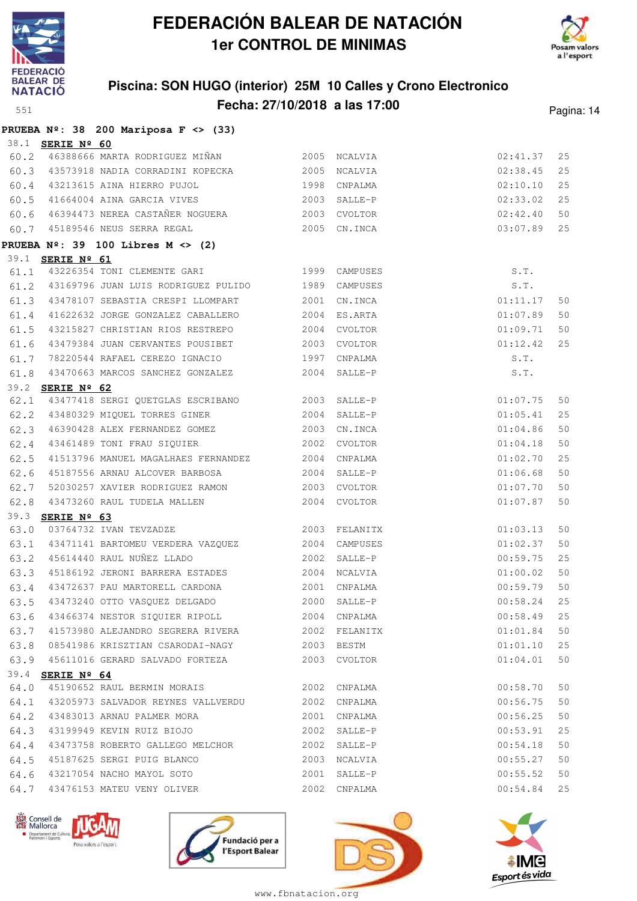# FEDERACIÓN BALEAR DE NATACIÓN
## 1er CONTROL DE MINIMAS

### Piscina: SON HUGO (interior) 25M 10 Calles y Crono Electronico
### Fecha: 27/10/2018 a las 17:00

**PRUEBA Nº: 38 200 Mariposa F <> (33)**

38.1 **SERIE Nº 60**

| | | | | | | |
|---|---|---|---|---|---|---|
| 60.2 | 46388666 | MARTA RODRIGUEZ MIÑAN | 2005 | NCALVIA | 02:41.37 | 25 |
| 60.3 | 43573918 | NADIA CORRADINI KOPECKA | 2005 | NCALVIA | 02:38.45 | 25 |
| 60.4 | 43213615 | AINA HIERRO PUJOL | 1998 | CNPALMA | 02:10.10 | 25 |
| 60.5 | 41664004 | AINA GARCIA VIVES | 2003 | SALLE-P | 02:33.02 | 25 |
| 60.6 | 46394473 | NEREA CASTAÑER NOGUERA | 2003 | CVOLTOR | 02:42.40 | 50 |
| 60.7 | 45189546 | NEUS SERRA REGAL | 2005 | CN.INCA | 03:07.89 | 25 |

**PRUEBA Nº: 39 100 Libres M <> (2)**

39.1 **SERIE Nº 61**

| | | | | | | |
|---|---|---|---|---|---|---|
| 61.1 | 43226354 | TONI CLEMENTE GARI | 1999 | CAMPUSES | S.T. | |
| 61.2 | 43169796 | JUAN LUIS RODRIGUEZ PULIDO | 1989 | CAMPUSES | S.T. | |
| 61.3 | 43478107 | SEBASTIA CRESPI LLOMPART | 2001 | CN.INCA | 01:11.17 | 50 |
| 61.4 | 41622632 | JORGE GONZALEZ CABALLERO | 2004 | ES.ARTA | 01:07.89 | 50 |
| 61.5 | 43215827 | CHRISTIAN RIOS RESTREPO | 2004 | CVOLTOR | 01:09.71 | 50 |
| 61.6 | 43479384 | JUAN CERVANTES POUSIBET | 2003 | CVOLTOR | 01:12.42 | 25 |
| 61.7 | 78220544 | RAFAEL CEREZO IGNACIO | 1997 | CNPALMA | S.T. | |
| 61.8 | 43470663 | MARCOS SANCHEZ GONZALEZ | 2004 | SALLE-P | S.T. | |

39.2 **SERIE Nº 62**

| | | | | | | |
|---|---|---|---|---|---|---|
| 62.1 | 43477418 | SERGI QUETGLAS ESCRIBANO | 2003 | SALLE-P | 01:07.75 | 50 |
| 62.2 | 43480329 | MIQUEL TORRES GINER | 2004 | SALLE-P | 01:05.41 | 25 |
| 62.3 | 46390428 | ALEX FERNANDEZ GOMEZ | 2003 | CN.INCA | 01:04.86 | 50 |
| 62.4 | 43461489 | TONI FRAU SIQUIER | 2002 | CVOLTOR | 01:04.18 | 50 |
| 62.5 | 41513796 | MANUEL MAGALHAES FERNANDEZ | 2004 | CNPALMA | 01:02.70 | 25 |
| 62.6 | 45187556 | ARNAU ALCOVER BARBOSA | 2004 | SALLE-P | 01:06.68 | 50 |
| 62.7 | 52030257 | XAVIER RODRIGUEZ RAMON | 2003 | CVOLTOR | 01:07.70 | 50 |
| 62.8 | 43473260 | RAUL TUDELA MALLEN | 2004 | CVOLTOR | 01:07.87 | 50 |

39.3 **SERIE Nº 63**

| | | | | | | |
|---|---|---|---|---|---|---|
| 63.0 | 03764732 | IVAN TEVZADZE | 2003 | FELANITX | 01:03.13 | 50 |
| 63.1 | 43471141 | BARTOMEU VERDERA VAZQUEZ | 2004 | CAMPUSES | 01:02.37 | 50 |
| 63.2 | 45614440 | RAUL NUÑEZ LLADO | 2002 | SALLE-P | 00:59.75 | 25 |
| 63.3 | 45186192 | JERONI BARRERA ESTADES | 2004 | NCALVIA | 01:00.02 | 50 |
| 63.4 | 43472637 | PAU MARTORELL CARDONA | 2001 | CNPALMA | 00:59.79 | 50 |
| 63.5 | 43473240 | OTTO VASQUEZ DELGADO | 2000 | SALLE-P | 00:58.24 | 25 |
| 63.6 | 43466374 | NESTOR SIQUIER RIPOLL | 2004 | CNPALMA | 00:58.49 | 25 |
| 63.7 | 41573980 | ALEJANDRO SEGRERA RIVERA | 2002 | FELANITX | 01:01.84 | 50 |
| 63.8 | 08541986 | KRISZTIAN CSARODAI-NAGY | 2003 | BESTM | 01:01.10 | 25 |
| 63.9 | 45611016 | GERARD SALVADO FORTEZA | 2003 | CVOLTOR | 01:04.01 | 50 |

39.4 **SERIE Nº 64**

| | | | | | | |
|---|---|---|---|---|---|---|
| 64.0 | 45190652 | RAUL BERMIN MORAIS | 2002 | CNPALMA | 00:58.70 | 50 |
| 64.1 | 43205973 | SALVADOR REYNES VALLVERDU | 2002 | CNPALMA | 00:56.75 | 50 |
| 64.2 | 43483013 | ARNAU PALMER MORA | 2001 | CNPALMA | 00:56.25 | 50 |
| 64.3 | 43199949 | KEVIN RUIZ BIOJO | 2002 | SALLE-P | 00:53.91 | 25 |
| 64.4 | 43473758 | ROBERTO GALLEGO MELCHOR | 2002 | SALLE-P | 00:54.18 | 50 |
| 64.5 | 45187625 | SERGI PUIG BLANCO | 2003 | NCALVIA | 00:55.27 | 50 |
| 64.6 | 43217054 | NACHO MAYOL SOTO | 2001 | SALLE-P | 00:55.52 | 50 |
| 64.7 | 43476153 | MATEU VENY OLIVER | 2002 | CNPALMA | 00:54.84 | 25 |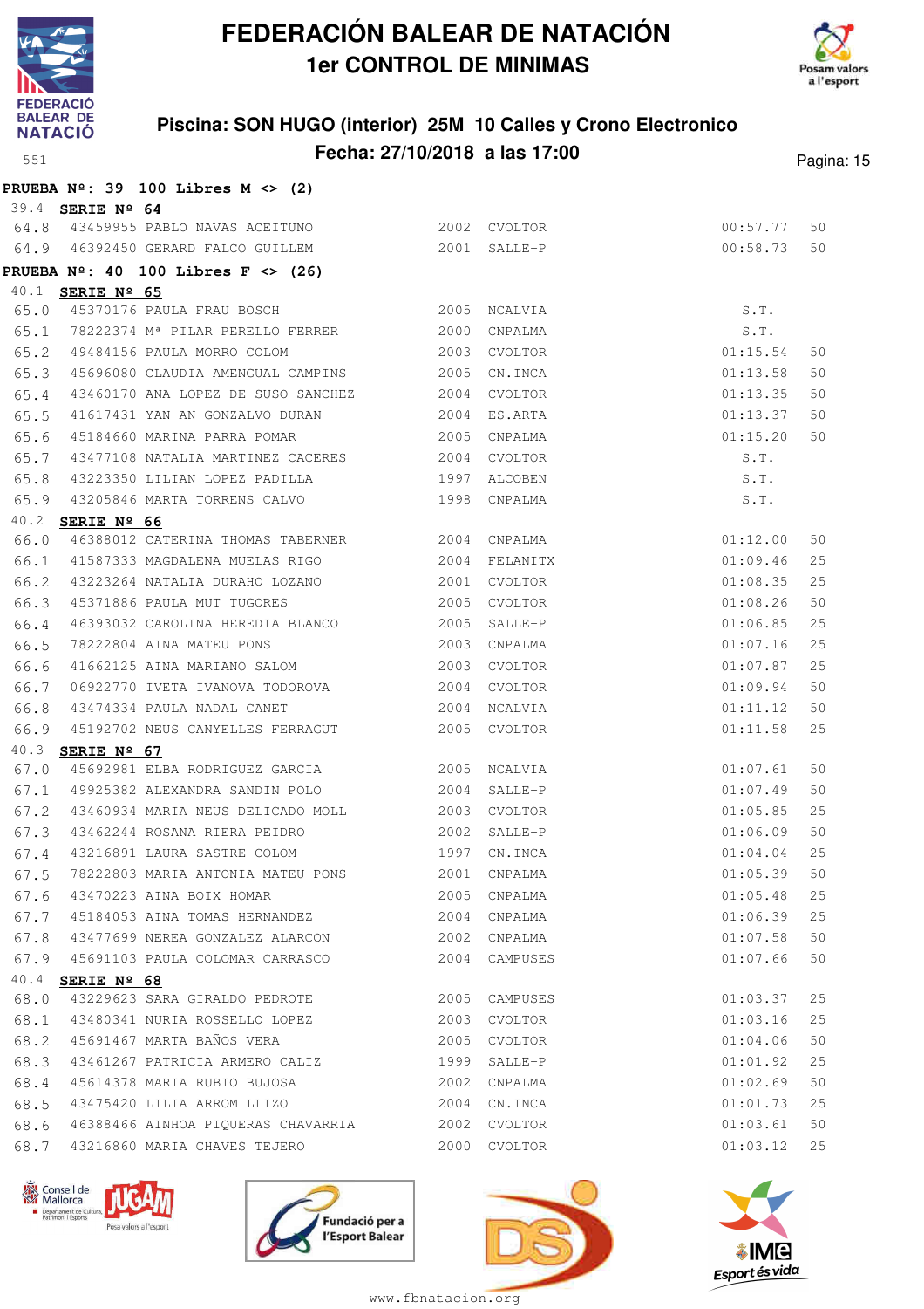# FEDERACIÓN BALEAR DE NATACIÓN

## 1er CONTROL DE MINIMAS

### Piscina: SON HUGO (interior) 25M 10 Calles y Crono Electronico

### Fecha: 27/10/2018 a las 17:00

**PRUEBA Nº: 39 100 Libres M <> (2)**

39.4 **SERIE Nº 64**

| | | | | | | |
|---|---|---|---|---|---|---|
| 64.8 | 43459955 | PABLO NAVAS ACEITUNO | 2002 | CVOLTOR | 00:57.77 | 50 |
| 64.9 | 46392450 | GERARD FALCO GUILLEM | 2001 | SALLE-P | 00:58.73 | 50 |

**PRUEBA Nº: 40 100 Libres F <> (26)**

40.1 **SERIE Nº 65**

| | | | | | | |
|---|---|---|---|---|---|---|
| 65.0 | 45370176 | PAULA FRAU BOSCH | 2005 | NCALVIA | S.T. | |
| 65.1 | 78222374 | Mª PILAR PERELLO FERRER | 2000 | CNPALMA | S.T. | |
| 65.2 | 49484156 | PAULA MORRO COLOM | 2003 | CVOLTOR | 01:15.54 | 50 |
| 65.3 | 45696080 | CLAUDIA AMENGUAL CAMPINS | 2005 | CN.INCA | 01:13.58 | 50 |
| 65.4 | 43460170 | ANA LOPEZ DE SUSO SANCHEZ | 2004 | CVOLTOR | 01:13.35 | 50 |
| 65.5 | 41617431 | YAN AN GONZALVO DURAN | 2004 | ES.ARTA | 01:13.37 | 50 |
| 65.6 | 45184660 | MARINA PARRA POMAR | 2005 | CNPALMA | 01:15.20 | 50 |
| 65.7 | 43477108 | NATALIA MARTINEZ CACERES | 2004 | CVOLTOR | S.T. | |
| 65.8 | 43223350 | LILIAN LOPEZ PADILLA | 1997 | ALCOBEN | S.T. | |
| 65.9 | 43205846 | MARTA TORRENS CALVO | 1998 | CNPALMA | S.T. | |

40.2 **SERIE Nº 66**

| | | | | | | |
|---|---|---|---|---|---|---|
| 66.0 | 46388012 | CATERINA THOMAS TABERNER | 2004 | CNPALMA | 01:12.00 | 50 |
| 66.1 | 41587333 | MAGDALENA MUELAS RIGO | 2004 | FELANITX | 01:09.46 | 25 |
| 66.2 | 43223264 | NATALIA DURAHO LOZANO | 2001 | CVOLTOR | 01:08.35 | 25 |
| 66.3 | 45371886 | PAULA MUT TUGORES | 2005 | CVOLTOR | 01:08.26 | 50 |
| 66.4 | 46393032 | CAROLINA HEREDIA BLANCO | 2005 | SALLE-P | 01:06.85 | 25 |
| 66.5 | 78222804 | AINA MATEU PONS | 2003 | CNPALMA | 01:07.16 | 25 |
| 66.6 | 41662125 | AINA MARIANO SALOM | 2003 | CVOLTOR | 01:07.87 | 25 |
| 66.7 | 06922770 | IVETA IVANOVA TODOROVA | 2004 | CVOLTOR | 01:09.94 | 25 |
| 66.8 | 43474334 | PAULA NADAL CANET | 2004 | NCALVIA | 01:11.12 | 50 |
| 66.9 | 45192702 | NEUS CANYELLES FERRAGUT | 2005 | CVOLTOR | 01:11.58 | 25 |

40.3 **SERIE Nº 67**

| | | | | | | |
|---|---|---|---|---|---|---|
| 67.0 | 45692981 | ELBA RODRIGUEZ GARCIA | 2005 | NCALVIA | 01:07.61 | 50 |
| 67.1 | 49925382 | ALEXANDRA SANDIN POLO | 2004 | SALLE-P | 01:07.49 | 50 |
| 67.2 | 43460934 | MARIA NEUS DELICADO MOLL | 2003 | CVOLTOR | 01:05.85 | 25 |
| 67.3 | 43462244 | ROSANA RIERA PEIDRO | 2002 | SALLE-P | 01:06.09 | 50 |
| 67.4 | 43216891 | LAURA SASTRE COLOM | 1997 | CN.INCA | 01:04.04 | 25 |
| 67.5 | 78222803 | MARIA ANTONIA MATEU PONS | 2001 | CNPALMA | 01:05.39 | 50 |
| 67.6 | 43470223 | AINA BOIX HOMAR | 2005 | CNPALMA | 01:05.48 | 25 |
| 67.7 | 45184053 | AINA TOMAS HERNANDEZ | 2004 | CNPALMA | 01:06.39 | 25 |
| 67.8 | 43477699 | NEREA GONZALEZ ALARCON | 2002 | CNPALMA | 01:07.58 | 50 |
| 67.9 | 45691103 | PAULA COLOMAR CARRASCO | 2004 | CAMPUSES | 01:07.66 | 50 |

40.4 **SERIE Nº 68**

| | | | | | | |
|---|---|---|---|---|---|---|
| 68.0 | 43229623 | SARA GIRALDO PEDROTE | 2005 | CAMPUSES | 01:03.37 | 25 |
| 68.1 | 43480341 | NURIA ROSSELLO LOPEZ | 2003 | CVOLTOR | 01:03.16 | 25 |
| 68.2 | 45691467 | MARTA BAÑOS VERA | 2005 | CVOLTOR | 01:04.06 | 50 |
| 68.3 | 43461267 | PATRICIA ARMERO CALIZ | 1999 | SALLE-P | 01:01.92 | 25 |
| 68.4 | 45614378 | MARIA RUBIO BUJOSA | 2002 | CNPALMA | 01:02.69 | 50 |
| 68.5 | 43475420 | LILIA ARROM LLIZO | 2004 | CN.INCA | 01:01.73 | 25 |
| 68.6 | 46388466 | AINHOA PIQUERAS CHAVARRIA | 2002 | CVOLTOR | 01:03.61 | 50 |
| 68.7 | 43216860 | MARIA CHAVES TEJERO | 2000 | CVOLTOR | 01:03.12 | 25 |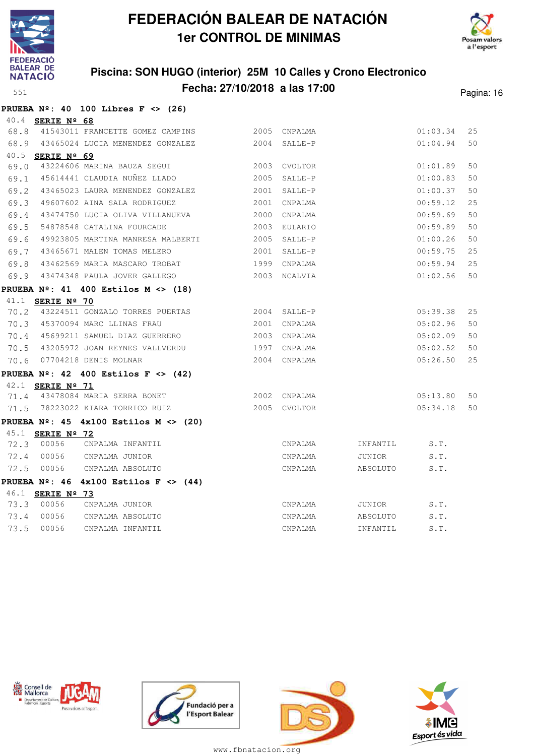# FEDERACIÓN BALEAR DE NATACIÓN

## 1er CONTROL DE MINIMAS

### Piscina: SON HUGO (interior) 25M 10 Calles y Crono Electronico

### Fecha: 27/10/2018 a las 17:00

551

**PRUEBA Nº: 40 100 Libres F <> (26)**

40.4 **SERIE Nº 68**

| | | | | | | |
|---|---|---|---|---|---|---|
| 68.8 | 41543011 | FRANCETTE GOMEZ CAMPINS | 2005 | CNPALMA | 01:03.34 | 25 |
| 68.9 | 43465024 | LUCIA MENENDEZ GONZALEZ | 2004 | SALLE-P | 01:04.94 | 50 |

40.5 **SERIE Nº 69**

| | | | | | | |
|---|---|---|---|---|---|---|
| 69.0 | 43224606 | MARINA BAUZA SEGUI | 2003 | CVOLTOR | 01:01.89 | 50 |
| 69.1 | 45614441 | CLAUDIA NUÑEZ LLADO | 2005 | SALLE-P | 01:00.83 | 50 |
| 69.2 | 43465023 | LAURA MENENDEZ GONZALEZ | 2001 | SALLE-P | 01:00.37 | 50 |
| 69.3 | 49607602 | AINA SALA RODRIGUEZ | 2001 | CNPALMA | 00:59.12 | 25 |
| 69.4 | 43474750 | LUCIA OLIVA VILLANUEVA | 2000 | CNPALMA | 00:59.69 | 50 |
| 69.5 | 54878548 | CATALINA FOURCADE | 2003 | EULARIO | 00:59.89 | 50 |
| 69.6 | 49923805 | MARTINA MANRESA MALBERTI | 2005 | SALLE-P | 01:00.26 | 50 |
| 69.7 | 43465671 | MALEN TOMAS MELERO | 2001 | SALLE-P | 00:59.75 | 25 |
| 69.8 | 43462569 | MARIA MASCARO TROBAT | 1999 | CNPALMA | 00:59.94 | 25 |
| 69.9 | 43474348 | PAULA JOVER GALLEGO | 2003 | NCALVIA | 01:02.56 | 50 |

**PRUEBA Nº: 41 400 Estilos M <> (18)**

41.1 **SERIE Nº 70**

| | | | | | | |
|---|---|---|---|---|---|---|
| 70.2 | 43224511 | GONZALO TORRES PUERTAS | 2004 | SALLE-P | 05:39.38 | 25 |
| 70.3 | 45370094 | MARC LLINAS FRAU | 2001 | CNPALMA | 05:02.96 | 50 |
| 70.4 | 45699211 | SAMUEL DIAZ GUERRERO | 2003 | CNPALMA | 05:02.09 | 50 |
| 70.5 | 43205972 | JOAN REYNES VALLVERDU | 1997 | CNPALMA | 05:02.52 | 50 |
| 70.6 | 07704218 | DENIS MOLNAR | 2004 | CNPALMA | 05:26.50 | 25 |

**PRUEBA Nº: 42 400 Estilos F <> (42)**

42.1 **SERIE Nº 71**

| | | | | | | |
|---|---|---|---|---|---|---|
| 71.4 | 43478084 | MARIA SERRA BONET | 2002 | CNPALMA | 05:13.80 | 50 |
| 71.5 | 78223022 | KIARA TORRICO RUIZ | 2005 | CVOLTOR | 05:34.18 | 50 |

**PRUEBA Nº: 45 4x100 Estilos M <> (20)**

45.1 **SERIE Nº 72**

| | | | | | |
|---|---|---|---|---|---|
| 72.3 | 00056 | CNPALMA INFANTIL | CNPALMA | INFANTIL | S.T. |
| 72.4 | 00056 | CNPALMA JUNIOR | CNPALMA | JUNIOR | S.T. |
| 72.5 | 00056 | CNPALMA ABSOLUTO | CNPALMA | ABSOLUTO | S.T. |

**PRUEBA Nº: 46 4x100 Estilos F <> (44)**

46.1 **SERIE Nº 73**

| | | | | | |
|---|---|---|---|---|---|
| 73.3 | 00056 | CNPALMA JUNIOR | CNPALMA | JUNIOR | S.T. |
| 73.4 | 00056 | CNPALMA ABSOLUTO | CNPALMA | ABSOLUTO | S.T. |
| 73.5 | 00056 | CNPALMA INFANTIL | CNPALMA | INFANTIL | S.T. |

www.fbnatacion.org